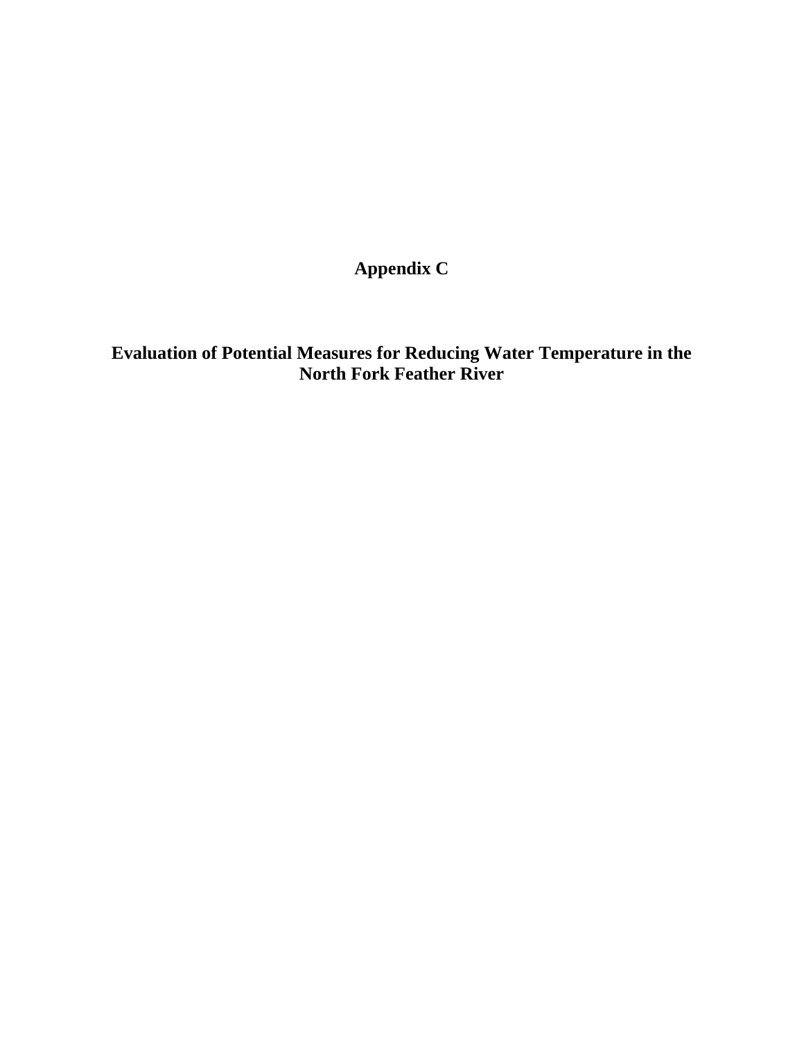# Appendix C

## Evaluation of Potential Measures for Reducing Water Temperature in the North Fork Feather River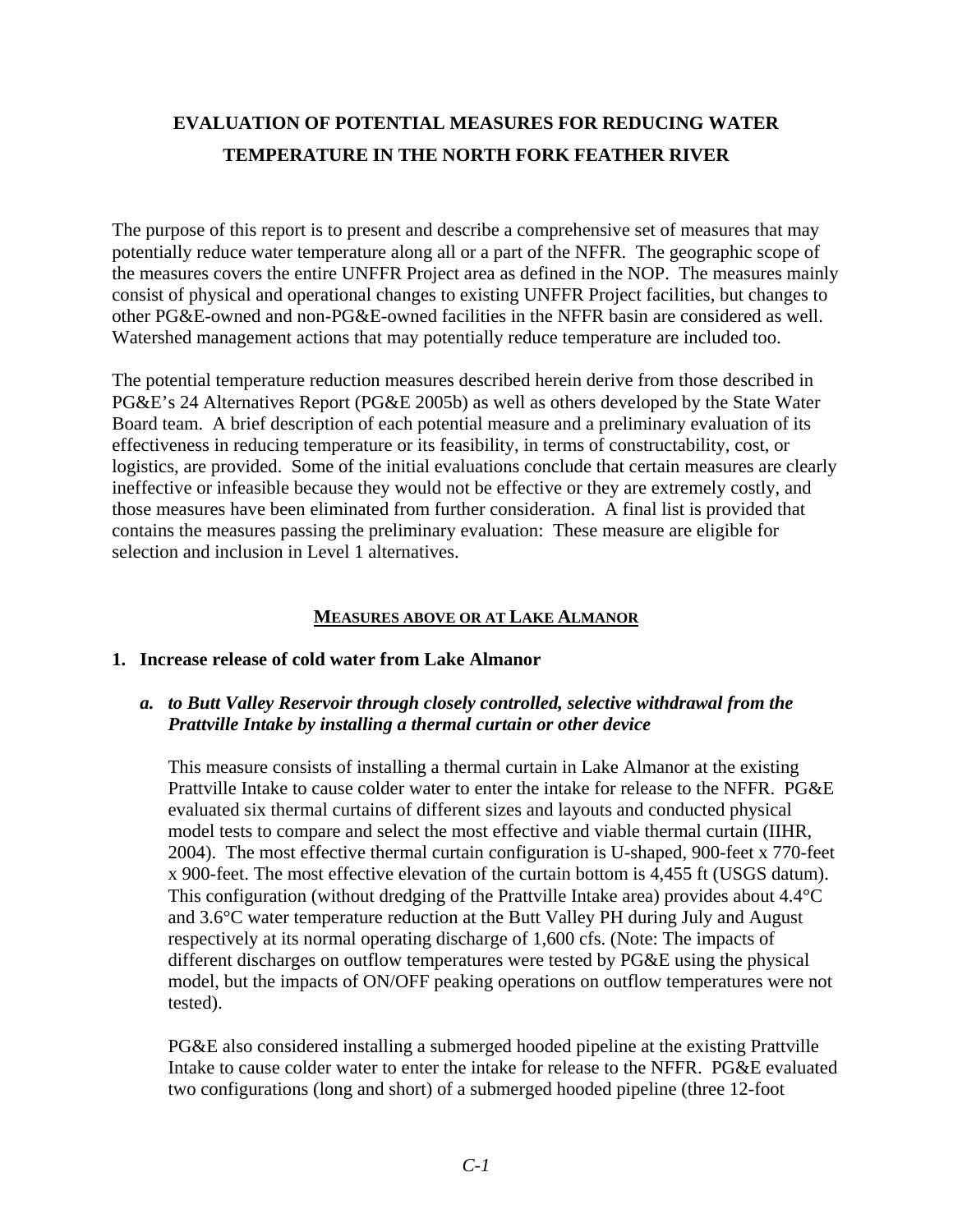# EVALUATION OF POTENTIAL MEASURES FOR REDUCING WATER TEMPERATURE IN THE NORTH FORK FEATHER RIVER

The purpose of this report is to present and describe a comprehensive set of measures that may potentially reduce water temperature along all or a part of the NFFR. The geographic scope of the measures covers the entire UNFFR Project area as defined in the NOP. The measures mainly consist of physical and operational changes to existing UNFFR Project facilities, but changes to other PG&E-owned and non-PG&E-owned facilities in the NFFR basin are considered as well. Watershed management actions that may potentially reduce temperature are included too.

The potential temperature reduction measures described herein derive from those described in PG&E's 24 Alternatives Report (PG&E 2005b) as well as others developed by the State Water Board team. A brief description of each potential measure and a preliminary evaluation of its effectiveness in reducing temperature or its feasibility, in terms of constructability, cost, or logistics, are provided. Some of the initial evaluations conclude that certain measures are clearly ineffective or infeasible because they would not be effective or they are extremely costly, and those measures have been eliminated from further consideration. A final list is provided that contains the measures passing the preliminary evaluation: These measure are eligible for selection and inclusion in Level 1 alternatives.

## MEASURES ABOVE OR AT LAKE ALMANOR

### 1. Increase release of cold water from Lake Almanor

#### *a. to Butt Valley Reservoir through closely controlled, selective withdrawal from the Prattville Intake by installing a thermal curtain or other device*

This measure consists of installing a thermal curtain in Lake Almanor at the existing Prattville Intake to cause colder water to enter the intake for release to the NFFR. PG&E evaluated six thermal curtains of different sizes and layouts and conducted physical model tests to compare and select the most effective and viable thermal curtain (IIHR, 2004). The most effective thermal curtain configuration is U-shaped, 900-feet x 770-feet x 900-feet. The most effective elevation of the curtain bottom is 4,455 ft (USGS datum). This configuration (without dredging of the Prattville Intake area) provides about 4.4°C and 3.6°C water temperature reduction at the Butt Valley PH during July and August respectively at its normal operating discharge of 1,600 cfs. (Note: The impacts of different discharges on outflow temperatures were tested by PG&E using the physical model, but the impacts of ON/OFF peaking operations on outflow temperatures were not tested).

PG&E also considered installing a submerged hooded pipeline at the existing Prattville Intake to cause colder water to enter the intake for release to the NFFR. PG&E evaluated two configurations (long and short) of a submerged hooded pipeline (three 12-foot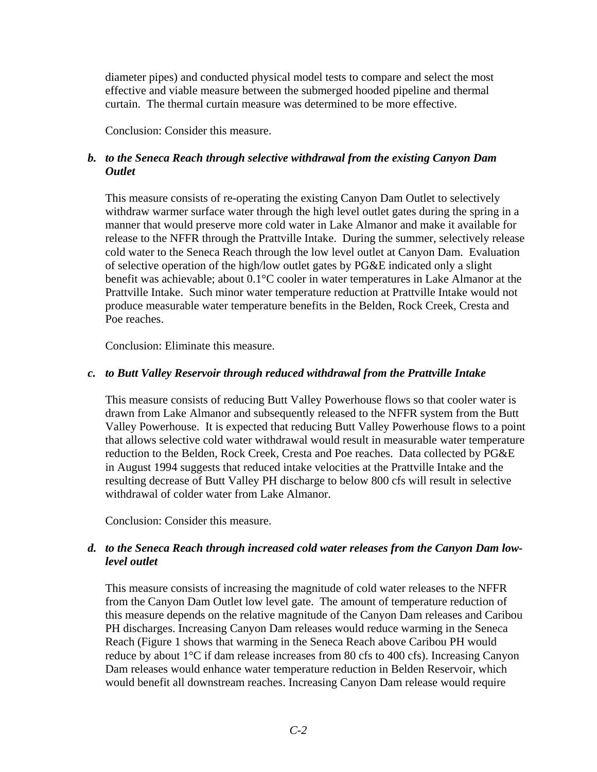diameter pipes) and conducted physical model tests to compare and select the most effective and viable measure between the submerged hooded pipeline and thermal curtain. The thermal curtain measure was determined to be more effective.

Conclusion: Consider this measure.

***b. to the Seneca Reach through selective withdrawal from the existing Canyon Dam Outlet***

This measure consists of re-operating the existing Canyon Dam Outlet to selectively withdraw warmer surface water through the high level outlet gates during the spring in a manner that would preserve more cold water in Lake Almanor and make it available for release to the NFFR through the Prattville Intake. During the summer, selectively release cold water to the Seneca Reach through the low level outlet at Canyon Dam. Evaluation of selective operation of the high/low outlet gates by PG&E indicated only a slight benefit was achievable; about 0.1°C cooler in water temperatures in Lake Almanor at the Prattville Intake. Such minor water temperature reduction at Prattville Intake would not produce measurable water temperature benefits in the Belden, Rock Creek, Cresta and Poe reaches.

Conclusion: Eliminate this measure.

***c. to Butt Valley Reservoir through reduced withdrawal from the Prattville Intake***

This measure consists of reducing Butt Valley Powerhouse flows so that cooler water is drawn from Lake Almanor and subsequently released to the NFFR system from the Butt Valley Powerhouse. It is expected that reducing Butt Valley Powerhouse flows to a point that allows selective cold water withdrawal would result in measurable water temperature reduction to the Belden, Rock Creek, Cresta and Poe reaches. Data collected by PG&E in August 1994 suggests that reduced intake velocities at the Prattville Intake and the resulting decrease of Butt Valley PH discharge to below 800 cfs will result in selective withdrawal of colder water from Lake Almanor.

Conclusion: Consider this measure.

***d. to the Seneca Reach through increased cold water releases from the Canyon Dam low-level outlet***

This measure consists of increasing the magnitude of cold water releases to the NFFR from the Canyon Dam Outlet low level gate. The amount of temperature reduction of this measure depends on the relative magnitude of the Canyon Dam releases and Caribou PH discharges. Increasing Canyon Dam releases would reduce warming in the Seneca Reach (Figure 1 shows that warming in the Seneca Reach above Caribou PH would reduce by about 1°C if dam release increases from 80 cfs to 400 cfs). Increasing Canyon Dam releases would enhance water temperature reduction in Belden Reservoir, which would benefit all downstream reaches. Increasing Canyon Dam release would require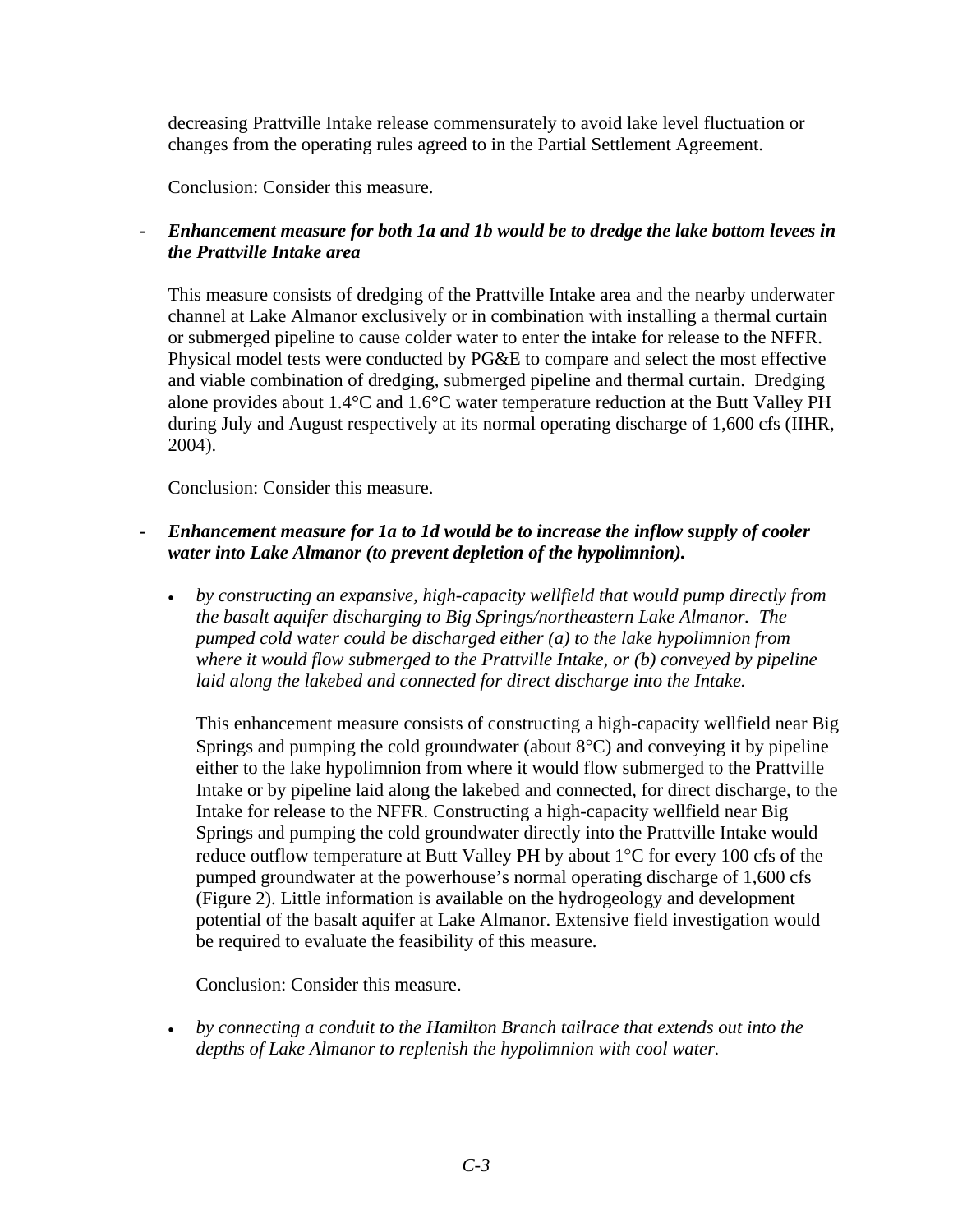decreasing Prattville Intake release commensurately to avoid lake level fluctuation or changes from the operating rules agreed to in the Partial Settlement Agreement.

Conclusion: Consider this measure.

- ***Enhancement measure for both 1a and 1b would be to dredge the lake bottom levees in the Prattville Intake area***

  This measure consists of dredging of the Prattville Intake area and the nearby underwater channel at Lake Almanor exclusively or in combination with installing a thermal curtain or submerged pipeline to cause colder water to enter the intake for release to the NFFR. Physical model tests were conducted by PG&E to compare and select the most effective and viable combination of dredging, submerged pipeline and thermal curtain. Dredging alone provides about 1.4°C and 1.6°C water temperature reduction at the Butt Valley PH during July and August respectively at its normal operating discharge of 1,600 cfs (IIHR, 2004).

  Conclusion: Consider this measure.

- ***Enhancement measure for 1a to 1d would be to increase the inflow supply of cooler water into Lake Almanor (to prevent depletion of the hypolimnion).***

  - *by constructing an expansive, high-capacity wellfield that would pump directly from the basalt aquifer discharging to Big Springs/northeastern Lake Almanor. The pumped cold water could be discharged either (a) to the lake hypolimnion from where it would flow submerged to the Prattville Intake, or (b) conveyed by pipeline laid along the lakebed and connected for direct discharge into the Intake.*

    This enhancement measure consists of constructing a high-capacity wellfield near Big Springs and pumping the cold groundwater (about 8°C) and conveying it by pipeline either to the lake hypolimnion from where it would flow submerged to the Prattville Intake or by pipeline laid along the lakebed and connected, for direct discharge, to the Intake for release to the NFFR. Constructing a high-capacity wellfield near Big Springs and pumping the cold groundwater directly into the Prattville Intake would reduce outflow temperature at Butt Valley PH by about 1°C for every 100 cfs of the pumped groundwater at the powerhouse's normal operating discharge of 1,600 cfs (Figure 2). Little information is available on the hydrogeology and development potential of the basalt aquifer at Lake Almanor. Extensive field investigation would be required to evaluate the feasibility of this measure.

    Conclusion: Consider this measure.

  - *by connecting a conduit to the Hamilton Branch tailrace that extends out into the depths of Lake Almanor to replenish the hypolimnion with cool water.*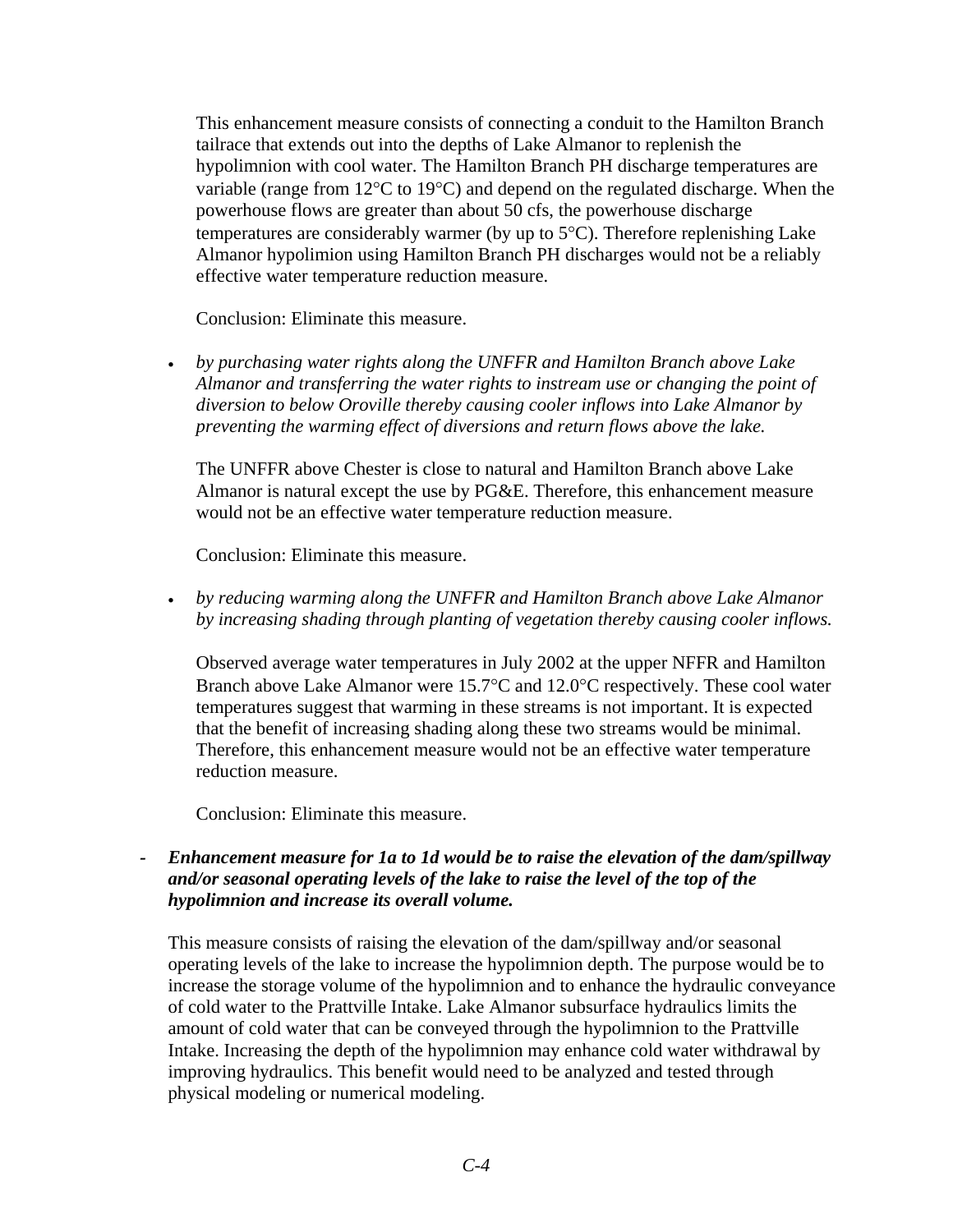This enhancement measure consists of connecting a conduit to the Hamilton Branch tailrace that extends out into the depths of Lake Almanor to replenish the hypolimnion with cool water. The Hamilton Branch PH discharge temperatures are variable (range from 12°C to 19°C) and depend on the regulated discharge. When the powerhouse flows are greater than about 50 cfs, the powerhouse discharge temperatures are considerably warmer (by up to 5°C). Therefore replenishing Lake Almanor hypolimion using Hamilton Branch PH discharges would not be a reliably effective water temperature reduction measure.

Conclusion: Eliminate this measure.

- *by purchasing water rights along the UNFFR and Hamilton Branch above Lake Almanor and transferring the water rights to instream use or changing the point of diversion to below Oroville thereby causing cooler inflows into Lake Almanor by preventing the warming effect of diversions and return flows above the lake.*

  The UNFFR above Chester is close to natural and Hamilton Branch above Lake Almanor is natural except the use by PG&E. Therefore, this enhancement measure would not be an effective water temperature reduction measure.

  Conclusion: Eliminate this measure.

- *by reducing warming along the UNFFR and Hamilton Branch above Lake Almanor by increasing shading through planting of vegetation thereby causing cooler inflows.*

  Observed average water temperatures in July 2002 at the upper NFFR and Hamilton Branch above Lake Almanor were 15.7°C and 12.0°C respectively. These cool water temperatures suggest that warming in these streams is not important. It is expected that the benefit of increasing shading along these two streams would be minimal. Therefore, this enhancement measure would not be an effective water temperature reduction measure.

  Conclusion: Eliminate this measure.

- ***Enhancement measure for 1a to 1d would be to raise the elevation of the dam/spillway and/or seasonal operating levels of the lake to raise the level of the top of the hypolimnion and increase its overall volume.***

  This measure consists of raising the elevation of the dam/spillway and/or seasonal operating levels of the lake to increase the hypolimnion depth. The purpose would be to increase the storage volume of the hypolimnion and to enhance the hydraulic conveyance of cold water to the Prattville Intake. Lake Almanor subsurface hydraulics limits the amount of cold water that can be conveyed through the hypolimnion to the Prattville Intake. Increasing the depth of the hypolimnion may enhance cold water withdrawal by improving hydraulics. This benefit would need to be analyzed and tested through physical modeling or numerical modeling.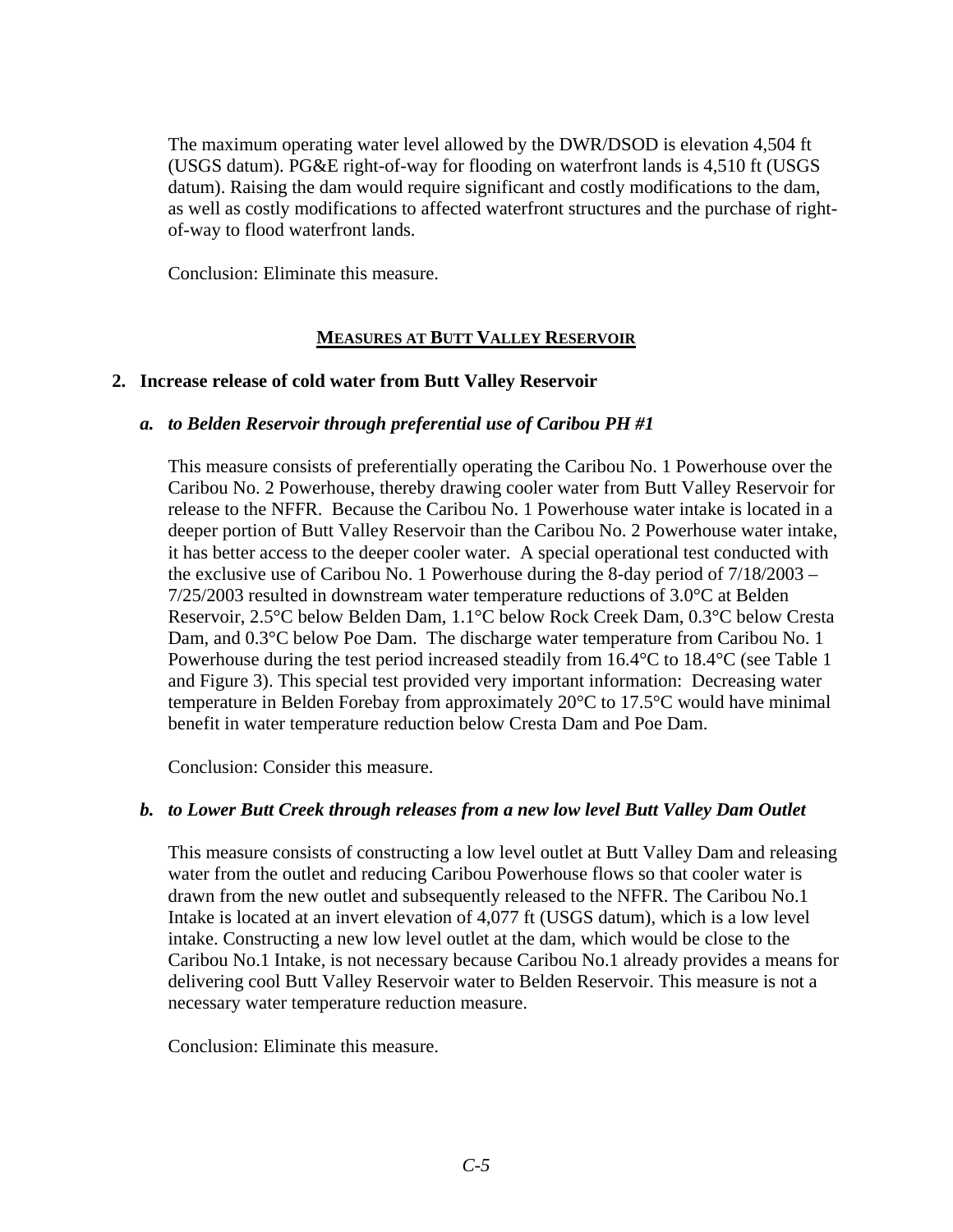The maximum operating water level allowed by the DWR/DSOD is elevation 4,504 ft (USGS datum). PG&E right-of-way for flooding on waterfront lands is 4,510 ft (USGS datum). Raising the dam would require significant and costly modifications to the dam, as well as costly modifications to affected waterfront structures and the purchase of right-of-way to flood waterfront lands.

Conclusion: Eliminate this measure.

## MEASURES AT BUTT VALLEY RESERVOIR

### 2. Increase release of cold water from Butt Valley Reservoir

#### *a. to Belden Reservoir through preferential use of Caribou PH #1*

This measure consists of preferentially operating the Caribou No. 1 Powerhouse over the Caribou No. 2 Powerhouse, thereby drawing cooler water from Butt Valley Reservoir for release to the NFFR. Because the Caribou No. 1 Powerhouse water intake is located in a deeper portion of Butt Valley Reservoir than the Caribou No. 2 Powerhouse water intake, it has better access to the deeper cooler water. A special operational test conducted with the exclusive use of Caribou No. 1 Powerhouse during the 8-day period of 7/18/2003 – 7/25/2003 resulted in downstream water temperature reductions of 3.0°C at Belden Reservoir, 2.5°C below Belden Dam, 1.1°C below Rock Creek Dam, 0.3°C below Cresta Dam, and 0.3°C below Poe Dam. The discharge water temperature from Caribou No. 1 Powerhouse during the test period increased steadily from 16.4°C to 18.4°C (see Table 1 and Figure 3). This special test provided very important information: Decreasing water temperature in Belden Forebay from approximately 20°C to 17.5°C would have minimal benefit in water temperature reduction below Cresta Dam and Poe Dam.

Conclusion: Consider this measure.

#### *b. to Lower Butt Creek through releases from a new low level Butt Valley Dam Outlet*

This measure consists of constructing a low level outlet at Butt Valley Dam and releasing water from the outlet and reducing Caribou Powerhouse flows so that cooler water is drawn from the new outlet and subsequently released to the NFFR. The Caribou No.1 Intake is located at an invert elevation of 4,077 ft (USGS datum), which is a low level intake. Constructing a new low level outlet at the dam, which would be close to the Caribou No.1 Intake, is not necessary because Caribou No.1 already provides a means for delivering cool Butt Valley Reservoir water to Belden Reservoir. This measure is not a necessary water temperature reduction measure.

Conclusion: Eliminate this measure.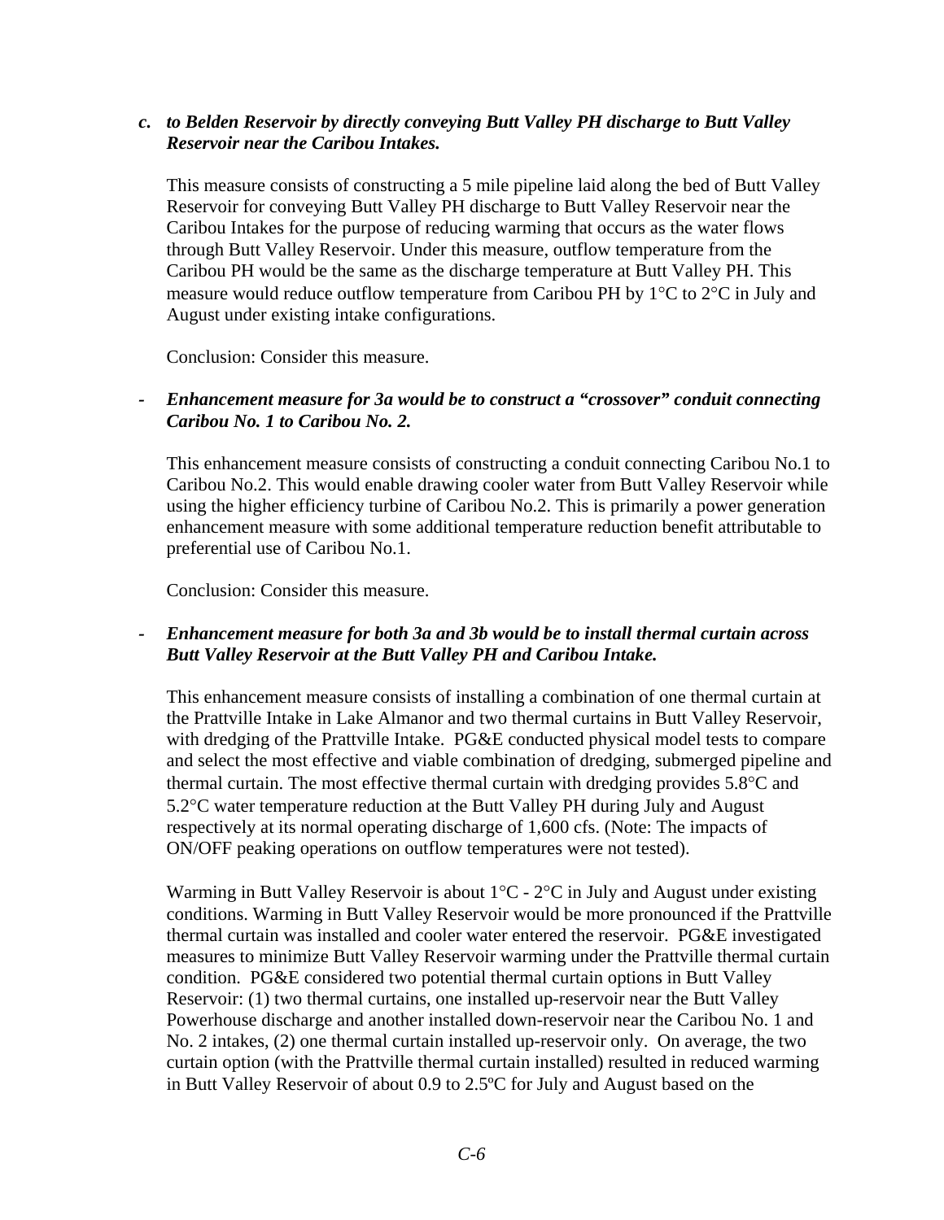*c. to Belden Reservoir by directly conveying Butt Valley PH discharge to Butt Valley Reservoir near the Caribou Intakes.*

This measure consists of constructing a 5 mile pipeline laid along the bed of Butt Valley Reservoir for conveying Butt Valley PH discharge to Butt Valley Reservoir near the Caribou Intakes for the purpose of reducing warming that occurs as the water flows through Butt Valley Reservoir. Under this measure, outflow temperature from the Caribou PH would be the same as the discharge temperature at Butt Valley PH. This measure would reduce outflow temperature from Caribou PH by 1°C to 2°C in July and August under existing intake configurations.

Conclusion: Consider this measure.

- ***Enhancement measure for 3a would be to construct a "crossover" conduit connecting Caribou No. 1 to Caribou No. 2.***

This enhancement measure consists of constructing a conduit connecting Caribou No.1 to Caribou No.2. This would enable drawing cooler water from Butt Valley Reservoir while using the higher efficiency turbine of Caribou No.2. This is primarily a power generation enhancement measure with some additional temperature reduction benefit attributable to preferential use of Caribou No.1.

Conclusion: Consider this measure.

- ***Enhancement measure for both 3a and 3b would be to install thermal curtain across Butt Valley Reservoir at the Butt Valley PH and Caribou Intake.***

This enhancement measure consists of installing a combination of one thermal curtain at the Prattville Intake in Lake Almanor and two thermal curtains in Butt Valley Reservoir, with dredging of the Prattville Intake. PG&E conducted physical model tests to compare and select the most effective and viable combination of dredging, submerged pipeline and thermal curtain. The most effective thermal curtain with dredging provides 5.8°C and 5.2°C water temperature reduction at the Butt Valley PH during July and August respectively at its normal operating discharge of 1,600 cfs. (Note: The impacts of ON/OFF peaking operations on outflow temperatures were not tested).

Warming in Butt Valley Reservoir is about 1°C - 2°C in July and August under existing conditions. Warming in Butt Valley Reservoir would be more pronounced if the Prattville thermal curtain was installed and cooler water entered the reservoir. PG&E investigated measures to minimize Butt Valley Reservoir warming under the Prattville thermal curtain condition. PG&E considered two potential thermal curtain options in Butt Valley Reservoir: (1) two thermal curtains, one installed up-reservoir near the Butt Valley Powerhouse discharge and another installed down-reservoir near the Caribou No. 1 and No. 2 intakes, (2) one thermal curtain installed up-reservoir only. On average, the two curtain option (with the Prattville thermal curtain installed) resulted in reduced warming in Butt Valley Reservoir of about 0.9 to 2.5ºC for July and August based on the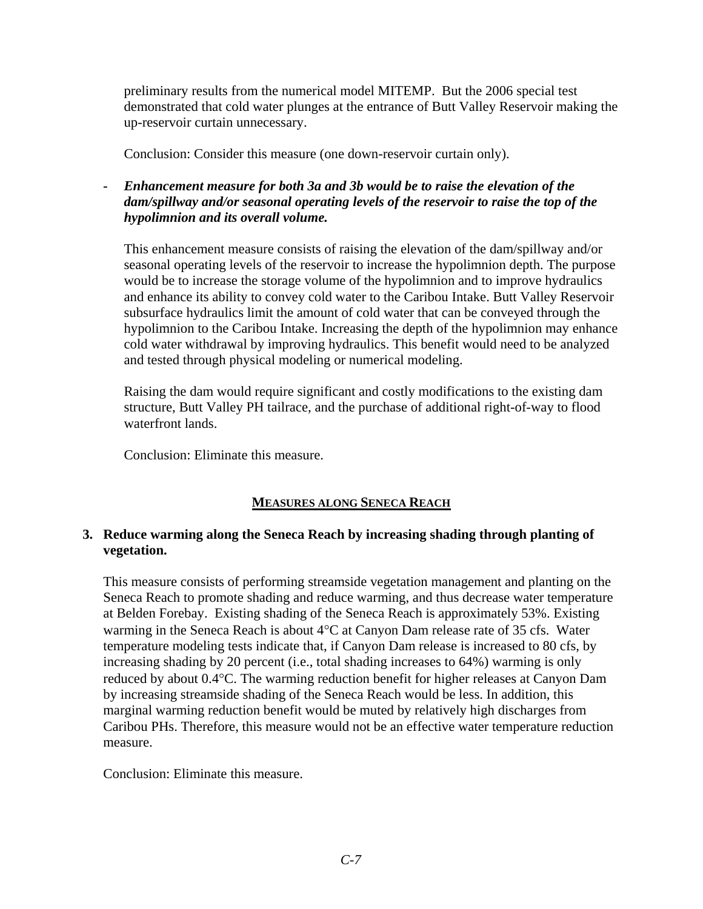preliminary results from the numerical model MITEMP. But the 2006 special test demonstrated that cold water plunges at the entrance of Butt Valley Reservoir making the up-reservoir curtain unnecessary.

Conclusion: Consider this measure (one down-reservoir curtain only).

- ***Enhancement measure for both 3a and 3b would be to raise the elevation of the dam/spillway and/or seasonal operating levels of the reservoir to raise the top of the hypolimnion and its overall volume.***

  This enhancement measure consists of raising the elevation of the dam/spillway and/or seasonal operating levels of the reservoir to increase the hypolimnion depth. The purpose would be to increase the storage volume of the hypolimnion and to improve hydraulics and enhance its ability to convey cold water to the Caribou Intake. Butt Valley Reservoir subsurface hydraulics limit the amount of cold water that can be conveyed through the hypolimnion to the Caribou Intake. Increasing the depth of the hypolimnion may enhance cold water withdrawal by improving hydraulics. This benefit would need to be analyzed and tested through physical modeling or numerical modeling.

  Raising the dam would require significant and costly modifications to the existing dam structure, Butt Valley PH tailrace, and the purchase of additional right-of-way to flood waterfront lands.

  Conclusion: Eliminate this measure.

## <u>MEASURES ALONG SENECA REACH</u>

**3. Reduce warming along the Seneca Reach by increasing shading through planting of vegetation.**

This measure consists of performing streamside vegetation management and planting on the Seneca Reach to promote shading and reduce warming, and thus decrease water temperature at Belden Forebay. Existing shading of the Seneca Reach is approximately 53%. Existing warming in the Seneca Reach is about 4°C at Canyon Dam release rate of 35 cfs. Water temperature modeling tests indicate that, if Canyon Dam release is increased to 80 cfs, by increasing shading by 20 percent (i.e., total shading increases to 64%) warming is only reduced by about 0.4°C. The warming reduction benefit for higher releases at Canyon Dam by increasing streamside shading of the Seneca Reach would be less. In addition, this marginal warming reduction benefit would be muted by relatively high discharges from Caribou PHs. Therefore, this measure would not be an effective water temperature reduction measure.

Conclusion: Eliminate this measure.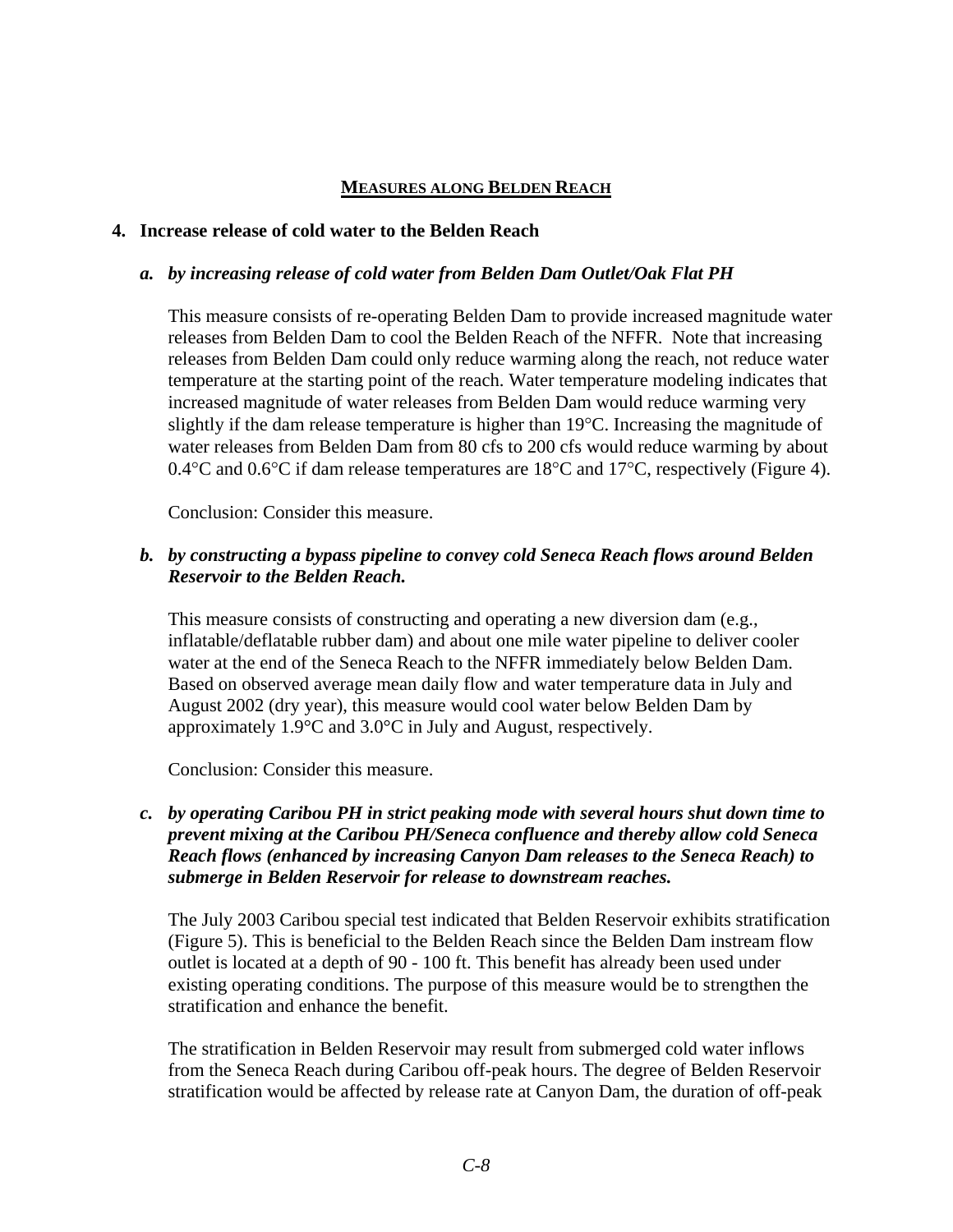## MEASURES ALONG BELDEN REACH

### 4. Increase release of cold water to the Belden Reach

#### *a. by increasing release of cold water from Belden Dam Outlet/Oak Flat PH*

This measure consists of re-operating Belden Dam to provide increased magnitude water releases from Belden Dam to cool the Belden Reach of the NFFR. Note that increasing releases from Belden Dam could only reduce warming along the reach, not reduce water temperature at the starting point of the reach. Water temperature modeling indicates that increased magnitude of water releases from Belden Dam would reduce warming very slightly if the dam release temperature is higher than 19°C. Increasing the magnitude of water releases from Belden Dam from 80 cfs to 200 cfs would reduce warming by about 0.4°C and 0.6°C if dam release temperatures are 18°C and 17°C, respectively (Figure 4).

Conclusion: Consider this measure.

#### *b. by constructing a bypass pipeline to convey cold Seneca Reach flows around Belden Reservoir to the Belden Reach.*

This measure consists of constructing and operating a new diversion dam (e.g., inflatable/deflatable rubber dam) and about one mile water pipeline to deliver cooler water at the end of the Seneca Reach to the NFFR immediately below Belden Dam. Based on observed average mean daily flow and water temperature data in July and August 2002 (dry year), this measure would cool water below Belden Dam by approximately 1.9°C and 3.0°C in July and August, respectively.

Conclusion: Consider this measure.

#### *c. by operating Caribou PH in strict peaking mode with several hours shut down time to prevent mixing at the Caribou PH/Seneca confluence and thereby allow cold Seneca Reach flows (enhanced by increasing Canyon Dam releases to the Seneca Reach) to submerge in Belden Reservoir for release to downstream reaches.*

The July 2003 Caribou special test indicated that Belden Reservoir exhibits stratification (Figure 5). This is beneficial to the Belden Reach since the Belden Dam instream flow outlet is located at a depth of 90 - 100 ft. This benefit has already been used under existing operating conditions. The purpose of this measure would be to strengthen the stratification and enhance the benefit.

The stratification in Belden Reservoir may result from submerged cold water inflows from the Seneca Reach during Caribou off-peak hours. The degree of Belden Reservoir stratification would be affected by release rate at Canyon Dam, the duration of off-peak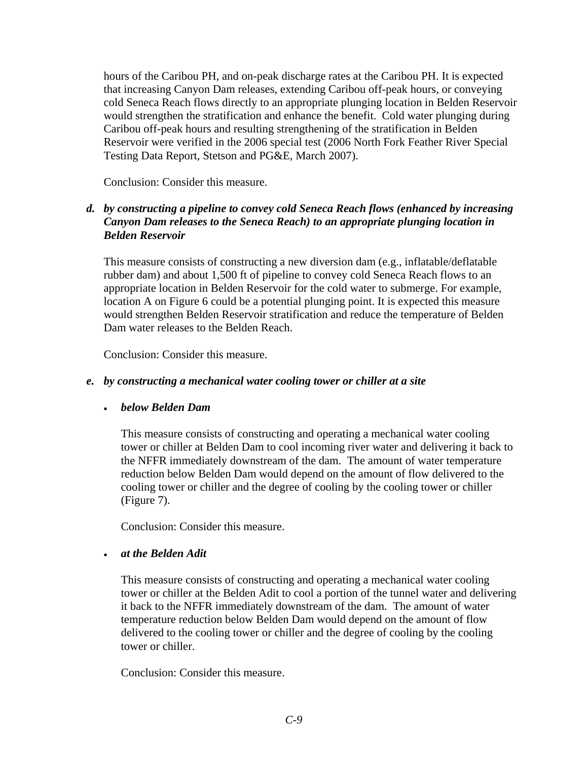hours of the Caribou PH, and on-peak discharge rates at the Caribou PH. It is expected that increasing Canyon Dam releases, extending Caribou off-peak hours, or conveying cold Seneca Reach flows directly to an appropriate plunging location in Belden Reservoir would strengthen the stratification and enhance the benefit. Cold water plunging during Caribou off-peak hours and resulting strengthening of the stratification in Belden Reservoir were verified in the 2006 special test (2006 North Fork Feather River Special Testing Data Report, Stetson and PG&E, March 2007).

Conclusion: Consider this measure.

***d. by constructing a pipeline to convey cold Seneca Reach flows (enhanced by increasing Canyon Dam releases to the Seneca Reach) to an appropriate plunging location in Belden Reservoir***

This measure consists of constructing a new diversion dam (e.g., inflatable/deflatable rubber dam) and about 1,500 ft of pipeline to convey cold Seneca Reach flows to an appropriate location in Belden Reservoir for the cold water to submerge. For example, location A on Figure 6 could be a potential plunging point. It is expected this measure would strengthen Belden Reservoir stratification and reduce the temperature of Belden Dam water releases to the Belden Reach.

Conclusion: Consider this measure.

***e. by constructing a mechanical water cooling tower or chiller at a site***

- ***below Belden Dam***

  This measure consists of constructing and operating a mechanical water cooling tower or chiller at Belden Dam to cool incoming river water and delivering it back to the NFFR immediately downstream of the dam. The amount of water temperature reduction below Belden Dam would depend on the amount of flow delivered to the cooling tower or chiller and the degree of cooling by the cooling tower or chiller (Figure 7).

  Conclusion: Consider this measure.

- ***at the Belden Adit***

  This measure consists of constructing and operating a mechanical water cooling tower or chiller at the Belden Adit to cool a portion of the tunnel water and delivering it back to the NFFR immediately downstream of the dam. The amount of water temperature reduction below Belden Dam would depend on the amount of flow delivered to the cooling tower or chiller and the degree of cooling by the cooling tower or chiller.

  Conclusion: Consider this measure.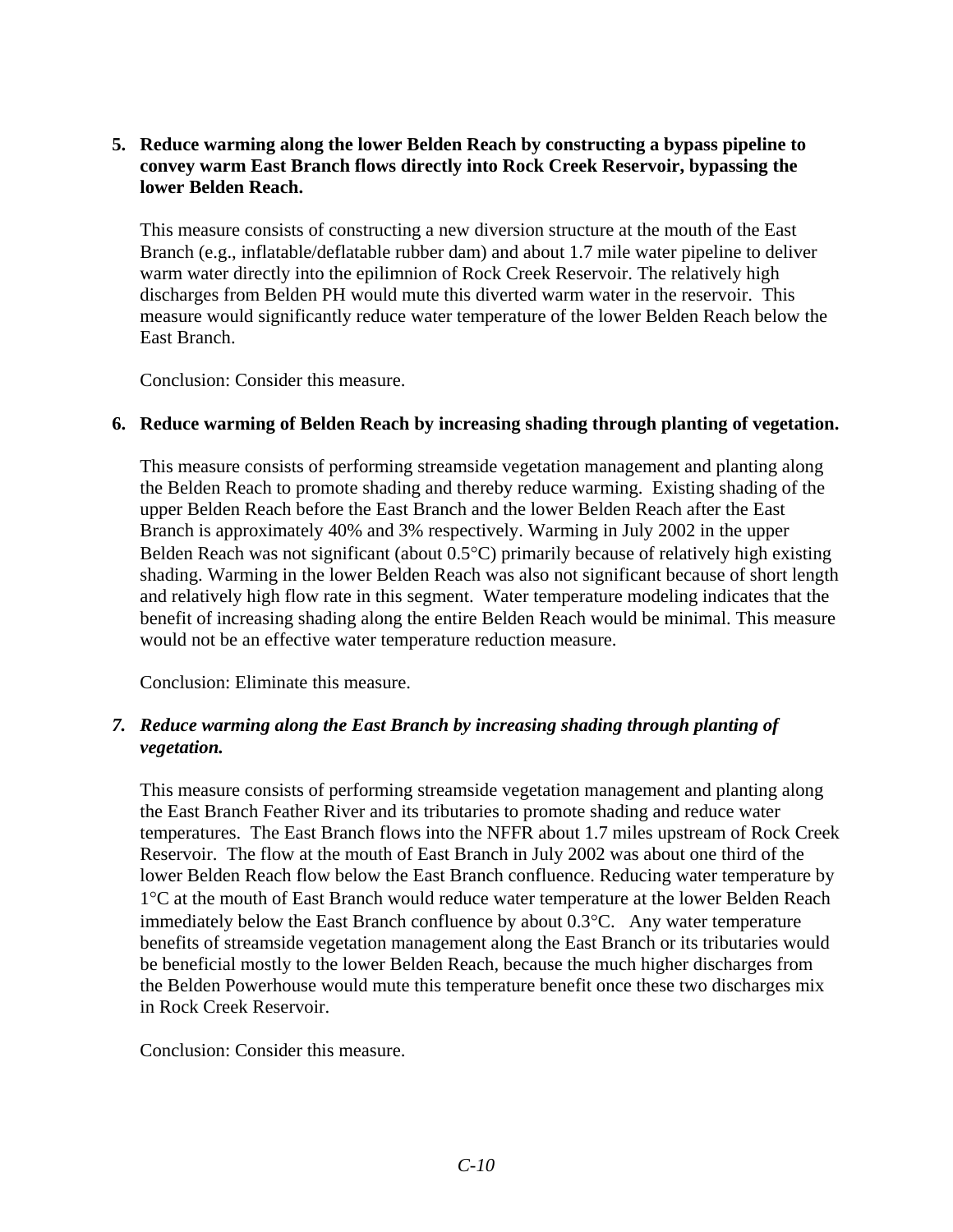5. **Reduce warming along the lower Belden Reach by constructing a bypass pipeline to convey warm East Branch flows directly into Rock Creek Reservoir, bypassing the lower Belden Reach.**

   This measure consists of constructing a new diversion structure at the mouth of the East Branch (e.g., inflatable/deflatable rubber dam) and about 1.7 mile water pipeline to deliver warm water directly into the epilimnion of Rock Creek Reservoir. The relatively high discharges from Belden PH would mute this diverted warm water in the reservoir. This measure would significantly reduce water temperature of the lower Belden Reach below the East Branch.

   Conclusion: Consider this measure.

6. **Reduce warming of Belden Reach by increasing shading through planting of vegetation.**

   This measure consists of performing streamside vegetation management and planting along the Belden Reach to promote shading and thereby reduce warming. Existing shading of the upper Belden Reach before the East Branch and the lower Belden Reach after the East Branch is approximately 40% and 3% respectively. Warming in July 2002 in the upper Belden Reach was not significant (about 0.5°C) primarily because of relatively high existing shading. Warming in the lower Belden Reach was also not significant because of short length and relatively high flow rate in this segment. Water temperature modeling indicates that the benefit of increasing shading along the entire Belden Reach would be minimal. This measure would not be an effective water temperature reduction measure.

   Conclusion: Eliminate this measure.

7. ***Reduce warming along the East Branch by increasing shading through planting of vegetation.***

   This measure consists of performing streamside vegetation management and planting along the East Branch Feather River and its tributaries to promote shading and reduce water temperatures. The East Branch flows into the NFFR about 1.7 miles upstream of Rock Creek Reservoir. The flow at the mouth of East Branch in July 2002 was about one third of the lower Belden Reach flow below the East Branch confluence. Reducing water temperature by 1°C at the mouth of East Branch would reduce water temperature at the lower Belden Reach immediately below the East Branch confluence by about 0.3°C. Any water temperature benefits of streamside vegetation management along the East Branch or its tributaries would be beneficial mostly to the lower Belden Reach, because the much higher discharges from the Belden Powerhouse would mute this temperature benefit once these two discharges mix in Rock Creek Reservoir.

   Conclusion: Consider this measure.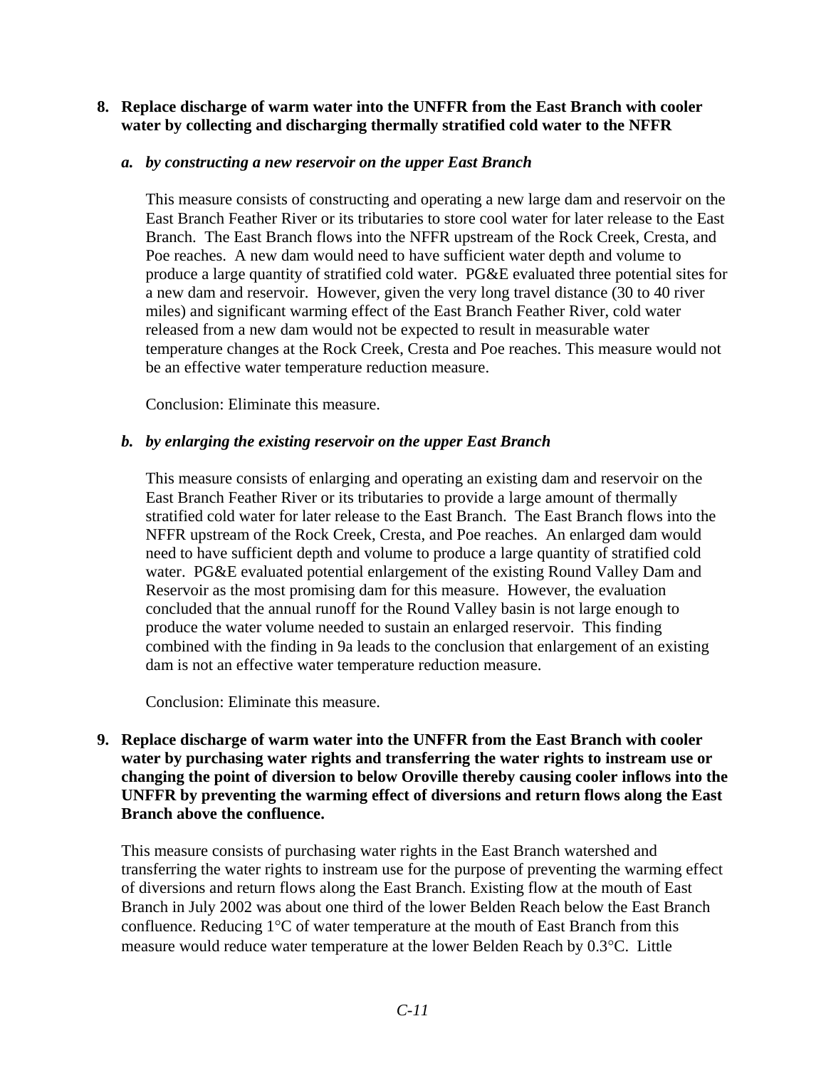**8. Replace discharge of warm water into the UNFFR from the East Branch with cooler water by collecting and discharging thermally stratified cold water to the NFFR**

***a. by constructing a new reservoir on the upper East Branch***

This measure consists of constructing and operating a new large dam and reservoir on the East Branch Feather River or its tributaries to store cool water for later release to the East Branch. The East Branch flows into the NFFR upstream of the Rock Creek, Cresta, and Poe reaches. A new dam would need to have sufficient water depth and volume to produce a large quantity of stratified cold water. PG&E evaluated three potential sites for a new dam and reservoir. However, given the very long travel distance (30 to 40 river miles) and significant warming effect of the East Branch Feather River, cold water released from a new dam would not be expected to result in measurable water temperature changes at the Rock Creek, Cresta and Poe reaches. This measure would not be an effective water temperature reduction measure.

Conclusion: Eliminate this measure.

***b. by enlarging the existing reservoir on the upper East Branch***

This measure consists of enlarging and operating an existing dam and reservoir on the East Branch Feather River or its tributaries to provide a large amount of thermally stratified cold water for later release to the East Branch. The East Branch flows into the NFFR upstream of the Rock Creek, Cresta, and Poe reaches. An enlarged dam would need to have sufficient depth and volume to produce a large quantity of stratified cold water. PG&E evaluated potential enlargement of the existing Round Valley Dam and Reservoir as the most promising dam for this measure. However, the evaluation concluded that the annual runoff for the Round Valley basin is not large enough to produce the water volume needed to sustain an enlarged reservoir. This finding combined with the finding in 9a leads to the conclusion that enlargement of an existing dam is not an effective water temperature reduction measure.

Conclusion: Eliminate this measure.

**9. Replace discharge of warm water into the UNFFR from the East Branch with cooler water by purchasing water rights and transferring the water rights to instream use or changing the point of diversion to below Oroville thereby causing cooler inflows into the UNFFR by preventing the warming effect of diversions and return flows along the East Branch above the confluence.**

This measure consists of purchasing water rights in the East Branch watershed and transferring the water rights to instream use for the purpose of preventing the warming effect of diversions and return flows along the East Branch. Existing flow at the mouth of East Branch in July 2002 was about one third of the lower Belden Reach below the East Branch confluence. Reducing 1°C of water temperature at the mouth of East Branch from this measure would reduce water temperature at the lower Belden Reach by 0.3°C. Little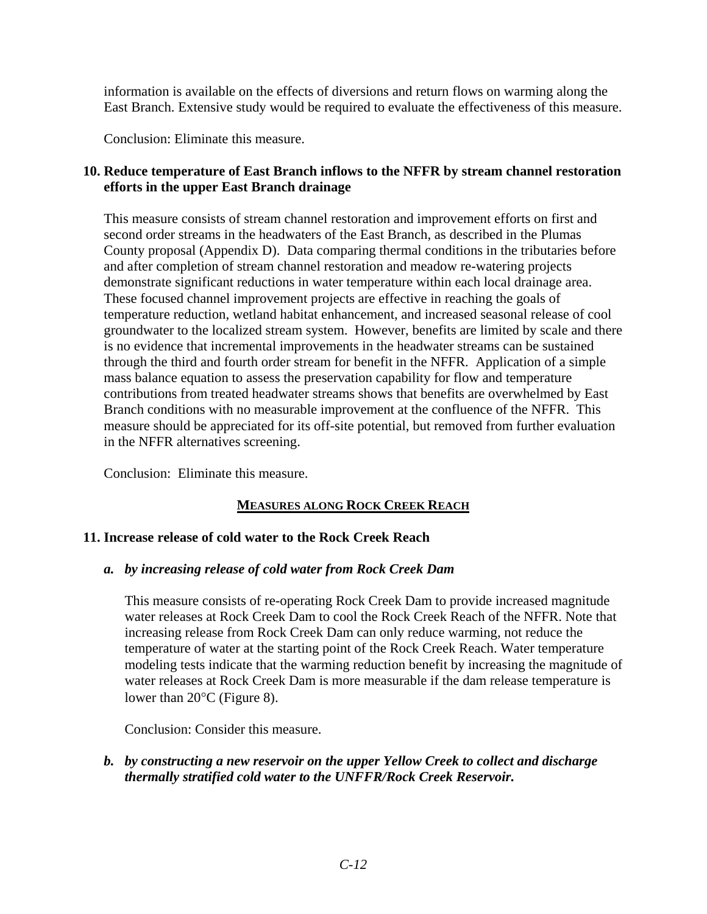information is available on the effects of diversions and return flows on warming along the East Branch. Extensive study would be required to evaluate the effectiveness of this measure.

Conclusion: Eliminate this measure.

**10. Reduce temperature of East Branch inflows to the NFFR by stream channel restoration efforts in the upper East Branch drainage**

This measure consists of stream channel restoration and improvement efforts on first and second order streams in the headwaters of the East Branch, as described in the Plumas County proposal (Appendix D). Data comparing thermal conditions in the tributaries before and after completion of stream channel restoration and meadow re-watering projects demonstrate significant reductions in water temperature within each local drainage area. These focused channel improvement projects are effective in reaching the goals of temperature reduction, wetland habitat enhancement, and increased seasonal release of cool groundwater to the localized stream system. However, benefits are limited by scale and there is no evidence that incremental improvements in the headwater streams can be sustained through the third and fourth order stream for benefit in the NFFR. Application of a simple mass balance equation to assess the preservation capability for flow and temperature contributions from treated headwater streams shows that benefits are overwhelmed by East Branch conditions with no measurable improvement at the confluence of the NFFR. This measure should be appreciated for its off-site potential, but removed from further evaluation in the NFFR alternatives screening.

Conclusion: Eliminate this measure.

## MEASURES ALONG ROCK CREEK REACH

**11. Increase release of cold water to the Rock Creek Reach**

***a. by increasing release of cold water from Rock Creek Dam***

This measure consists of re-operating Rock Creek Dam to provide increased magnitude water releases at Rock Creek Dam to cool the Rock Creek Reach of the NFFR. Note that increasing release from Rock Creek Dam can only reduce warming, not reduce the temperature of water at the starting point of the Rock Creek Reach. Water temperature modeling tests indicate that the warming reduction benefit by increasing the magnitude of water releases at Rock Creek Dam is more measurable if the dam release temperature is lower than 20°C (Figure 8).

Conclusion: Consider this measure.

***b. by constructing a new reservoir on the upper Yellow Creek to collect and discharge thermally stratified cold water to the UNFFR/Rock Creek Reservoir.***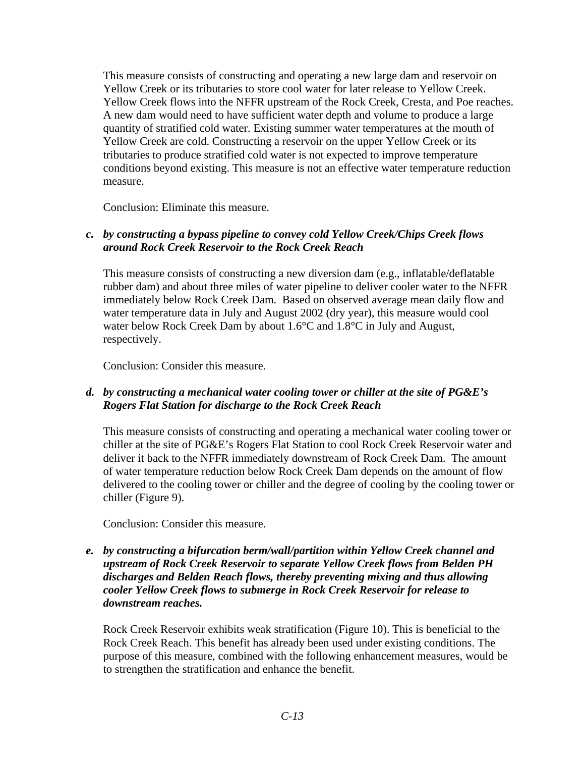This measure consists of constructing and operating a new large dam and reservoir on Yellow Creek or its tributaries to store cool water for later release to Yellow Creek. Yellow Creek flows into the NFFR upstream of the Rock Creek, Cresta, and Poe reaches. A new dam would need to have sufficient water depth and volume to produce a large quantity of stratified cold water. Existing summer water temperatures at the mouth of Yellow Creek are cold. Constructing a reservoir on the upper Yellow Creek or its tributaries to produce stratified cold water is not expected to improve temperature conditions beyond existing. This measure is not an effective water temperature reduction measure.

Conclusion: Eliminate this measure.

*c. **by constructing a bypass pipeline to convey cold Yellow Creek/Chips Creek flows around Rock Creek Reservoir to the Rock Creek Reach***

This measure consists of constructing a new diversion dam (e.g., inflatable/deflatable rubber dam) and about three miles of water pipeline to deliver cooler water to the NFFR immediately below Rock Creek Dam. Based on observed average mean daily flow and water temperature data in July and August 2002 (dry year), this measure would cool water below Rock Creek Dam by about 1.6°C and 1.8°C in July and August, respectively.

Conclusion: Consider this measure.

*d. **by constructing a mechanical water cooling tower or chiller at the site of PG&E's Rogers Flat Station for discharge to the Rock Creek Reach***

This measure consists of constructing and operating a mechanical water cooling tower or chiller at the site of PG&E's Rogers Flat Station to cool Rock Creek Reservoir water and deliver it back to the NFFR immediately downstream of Rock Creek Dam. The amount of water temperature reduction below Rock Creek Dam depends on the amount of flow delivered to the cooling tower or chiller and the degree of cooling by the cooling tower or chiller (Figure 9).

Conclusion: Consider this measure.

*e. **by constructing a bifurcation berm/wall/partition within Yellow Creek channel and upstream of Rock Creek Reservoir to separate Yellow Creek flows from Belden PH discharges and Belden Reach flows, thereby preventing mixing and thus allowing cooler Yellow Creek flows to submerge in Rock Creek Reservoir for release to downstream reaches.***

Rock Creek Reservoir exhibits weak stratification (Figure 10). This is beneficial to the Rock Creek Reach. This benefit has already been used under existing conditions. The purpose of this measure, combined with the following enhancement measures, would be to strengthen the stratification and enhance the benefit.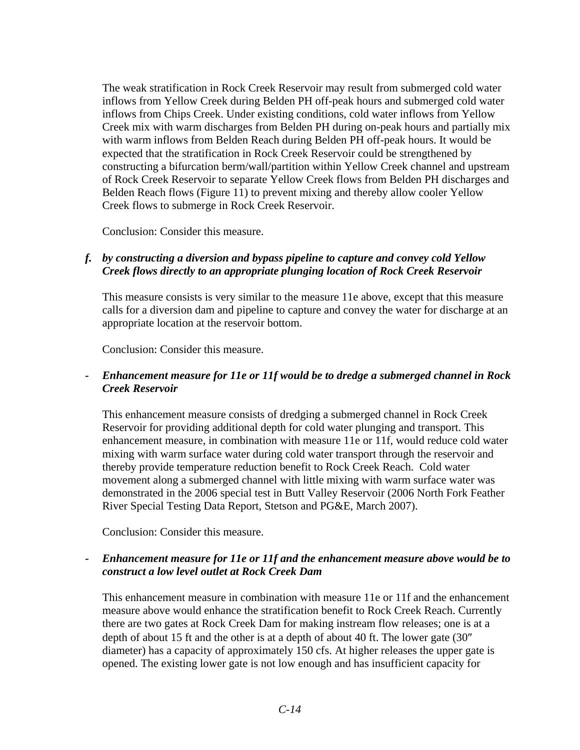The weak stratification in Rock Creek Reservoir may result from submerged cold water inflows from Yellow Creek during Belden PH off-peak hours and submerged cold water inflows from Chips Creek. Under existing conditions, cold water inflows from Yellow Creek mix with warm discharges from Belden PH during on-peak hours and partially mix with warm inflows from Belden Reach during Belden PH off-peak hours. It would be expected that the stratification in Rock Creek Reservoir could be strengthened by constructing a bifurcation berm/wall/partition within Yellow Creek channel and upstream of Rock Creek Reservoir to separate Yellow Creek flows from Belden PH discharges and Belden Reach flows (Figure 11) to prevent mixing and thereby allow cooler Yellow Creek flows to submerge in Rock Creek Reservoir.

Conclusion: Consider this measure.

***f. by constructing a diversion and bypass pipeline to capture and convey cold Yellow Creek flows directly to an appropriate plunging location of Rock Creek Reservoir***

This measure consists is very similar to the measure 11e above, except that this measure calls for a diversion dam and pipeline to capture and convey the water for discharge at an appropriate location at the reservoir bottom.

Conclusion: Consider this measure.

***- Enhancement measure for 11e or 11f would be to dredge a submerged channel in Rock Creek Reservoir***

This enhancement measure consists of dredging a submerged channel in Rock Creek Reservoir for providing additional depth for cold water plunging and transport. This enhancement measure, in combination with measure 11e or 11f, would reduce cold water mixing with warm surface water during cold water transport through the reservoir and thereby provide temperature reduction benefit to Rock Creek Reach. Cold water movement along a submerged channel with little mixing with warm surface water was demonstrated in the 2006 special test in Butt Valley Reservoir (2006 North Fork Feather River Special Testing Data Report, Stetson and PG&E, March 2007).

Conclusion: Consider this measure.

***- Enhancement measure for 11e or 11f and the enhancement measure above would be to construct a low level outlet at Rock Creek Dam***

This enhancement measure in combination with measure 11e or 11f and the enhancement measure above would enhance the stratification benefit to Rock Creek Reach. Currently there are two gates at Rock Creek Dam for making instream flow releases; one is at a depth of about 15 ft and the other is at a depth of about 40 ft. The lower gate (30″ diameter) has a capacity of approximately 150 cfs. At higher releases the upper gate is opened. The existing lower gate is not low enough and has insufficient capacity for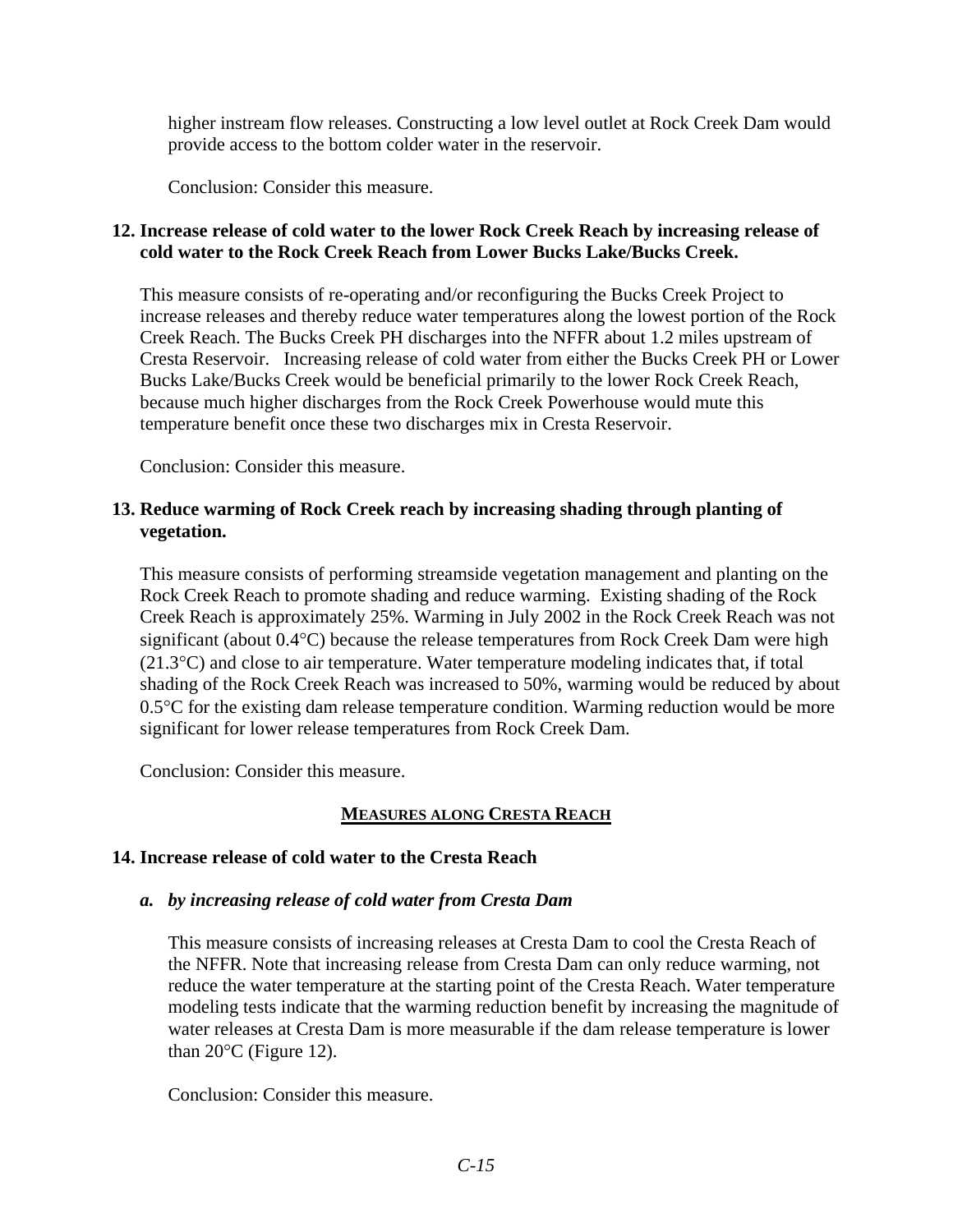higher instream flow releases. Constructing a low level outlet at Rock Creek Dam would provide access to the bottom colder water in the reservoir.

Conclusion: Consider this measure.

**12. Increase release of cold water to the lower Rock Creek Reach by increasing release of cold water to the Rock Creek Reach from Lower Bucks Lake/Bucks Creek.**

This measure consists of re-operating and/or reconfiguring the Bucks Creek Project to increase releases and thereby reduce water temperatures along the lowest portion of the Rock Creek Reach. The Bucks Creek PH discharges into the NFFR about 1.2 miles upstream of Cresta Reservoir. Increasing release of cold water from either the Bucks Creek PH or Lower Bucks Lake/Bucks Creek would be beneficial primarily to the lower Rock Creek Reach, because much higher discharges from the Rock Creek Powerhouse would mute this temperature benefit once these two discharges mix in Cresta Reservoir.

Conclusion: Consider this measure.

**13. Reduce warming of Rock Creek reach by increasing shading through planting of vegetation.**

This measure consists of performing streamside vegetation management and planting on the Rock Creek Reach to promote shading and reduce warming. Existing shading of the Rock Creek Reach is approximately 25%. Warming in July 2002 in the Rock Creek Reach was not significant (about 0.4°C) because the release temperatures from Rock Creek Dam were high (21.3°C) and close to air temperature. Water temperature modeling indicates that, if total shading of the Rock Creek Reach was increased to 50%, warming would be reduced by about 0.5°C for the existing dam release temperature condition. Warming reduction would be more significant for lower release temperatures from Rock Creek Dam.

Conclusion: Consider this measure.

## MEASURES ALONG CRESTA REACH

**14. Increase release of cold water to the Cresta Reach**

***a. by increasing release of cold water from Cresta Dam***

This measure consists of increasing releases at Cresta Dam to cool the Cresta Reach of the NFFR. Note that increasing release from Cresta Dam can only reduce warming, not reduce the water temperature at the starting point of the Cresta Reach. Water temperature modeling tests indicate that the warming reduction benefit by increasing the magnitude of water releases at Cresta Dam is more measurable if the dam release temperature is lower than 20°C (Figure 12).

Conclusion: Consider this measure.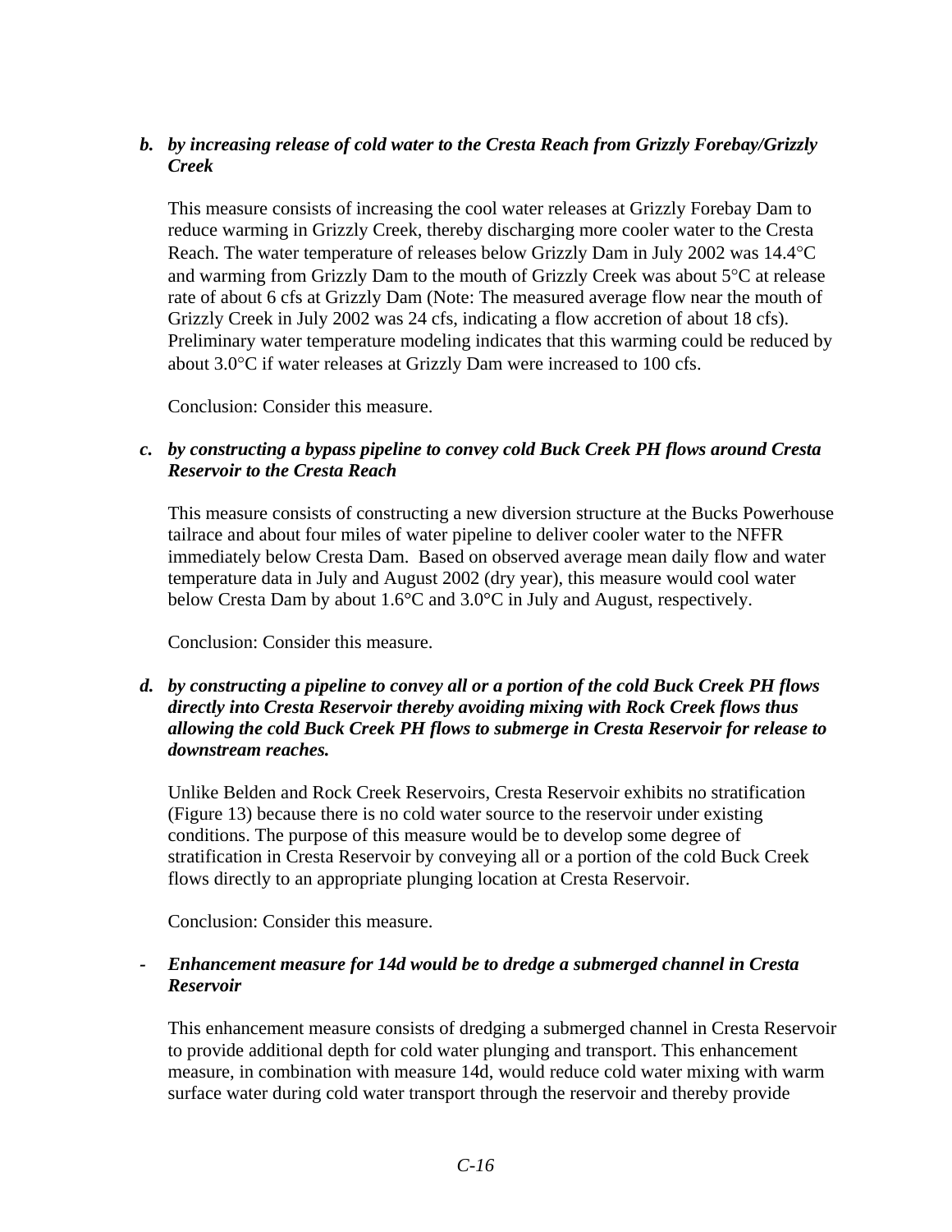*b. **by increasing release of cold water to the Cresta Reach from Grizzly Forebay/Grizzly Creek***

This measure consists of increasing the cool water releases at Grizzly Forebay Dam to reduce warming in Grizzly Creek, thereby discharging more cooler water to the Cresta Reach. The water temperature of releases below Grizzly Dam in July 2002 was 14.4°C and warming from Grizzly Dam to the mouth of Grizzly Creek was about 5°C at release rate of about 6 cfs at Grizzly Dam (Note: The measured average flow near the mouth of Grizzly Creek in July 2002 was 24 cfs, indicating a flow accretion of about 18 cfs). Preliminary water temperature modeling indicates that this warming could be reduced by about 3.0°C if water releases at Grizzly Dam were increased to 100 cfs.

Conclusion: Consider this measure.

*c. **by constructing a bypass pipeline to convey cold Buck Creek PH flows around Cresta Reservoir to the Cresta Reach***

This measure consists of constructing a new diversion structure at the Bucks Powerhouse tailrace and about four miles of water pipeline to deliver cooler water to the NFFR immediately below Cresta Dam. Based on observed average mean daily flow and water temperature data in July and August 2002 (dry year), this measure would cool water below Cresta Dam by about 1.6°C and 3.0°C in July and August, respectively.

Conclusion: Consider this measure.

*d. **by constructing a pipeline to convey all or a portion of the cold Buck Creek PH flows directly into Cresta Reservoir thereby avoiding mixing with Rock Creek flows thus allowing the cold Buck Creek PH flows to submerge in Cresta Reservoir for release to downstream reaches.***

Unlike Belden and Rock Creek Reservoirs, Cresta Reservoir exhibits no stratification (Figure 13) because there is no cold water source to the reservoir under existing conditions. The purpose of this measure would be to develop some degree of stratification in Cresta Reservoir by conveying all or a portion of the cold Buck Creek flows directly to an appropriate plunging location at Cresta Reservoir.

Conclusion: Consider this measure.

*- **Enhancement measure for 14d would be to dredge a submerged channel in Cresta Reservoir***

This enhancement measure consists of dredging a submerged channel in Cresta Reservoir to provide additional depth for cold water plunging and transport. This enhancement measure, in combination with measure 14d, would reduce cold water mixing with warm surface water during cold water transport through the reservoir and thereby provide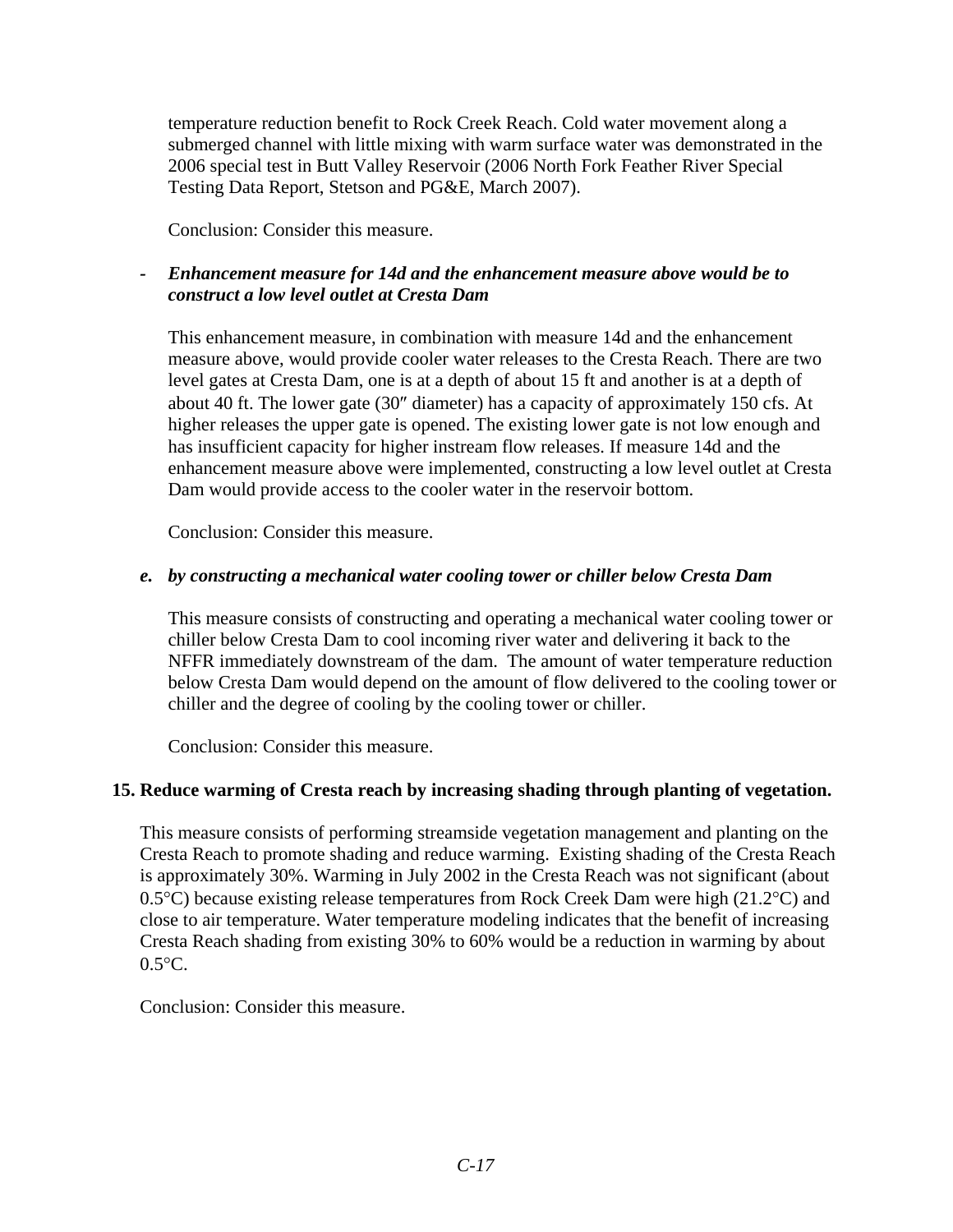temperature reduction benefit to Rock Creek Reach. Cold water movement along a submerged channel with little mixing with warm surface water was demonstrated in the 2006 special test in Butt Valley Reservoir (2006 North Fork Feather River Special Testing Data Report, Stetson and PG&E, March 2007).

Conclusion: Consider this measure.

- ***Enhancement measure for 14d and the enhancement measure above would be to construct a low level outlet at Cresta Dam***

This enhancement measure, in combination with measure 14d and the enhancement measure above, would provide cooler water releases to the Cresta Reach. There are two level gates at Cresta Dam, one is at a depth of about 15 ft and another is at a depth of about 40 ft. The lower gate (30″ diameter) has a capacity of approximately 150 cfs. At higher releases the upper gate is opened. The existing lower gate is not low enough and has insufficient capacity for higher instream flow releases. If measure 14d and the enhancement measure above were implemented, constructing a low level outlet at Cresta Dam would provide access to the cooler water in the reservoir bottom.

Conclusion: Consider this measure.

*e.* ***by constructing a mechanical water cooling tower or chiller below Cresta Dam***

This measure consists of constructing and operating a mechanical water cooling tower or chiller below Cresta Dam to cool incoming river water and delivering it back to the NFFR immediately downstream of the dam. The amount of water temperature reduction below Cresta Dam would depend on the amount of flow delivered to the cooling tower or chiller and the degree of cooling by the cooling tower or chiller.

Conclusion: Consider this measure.

**15. Reduce warming of Cresta reach by increasing shading through planting of vegetation.**

This measure consists of performing streamside vegetation management and planting on the Cresta Reach to promote shading and reduce warming. Existing shading of the Cresta Reach is approximately 30%. Warming in July 2002 in the Cresta Reach was not significant (about 0.5°C) because existing release temperatures from Rock Creek Dam were high (21.2°C) and close to air temperature. Water temperature modeling indicates that the benefit of increasing Cresta Reach shading from existing 30% to 60% would be a reduction in warming by about 0.5°C.

Conclusion: Consider this measure.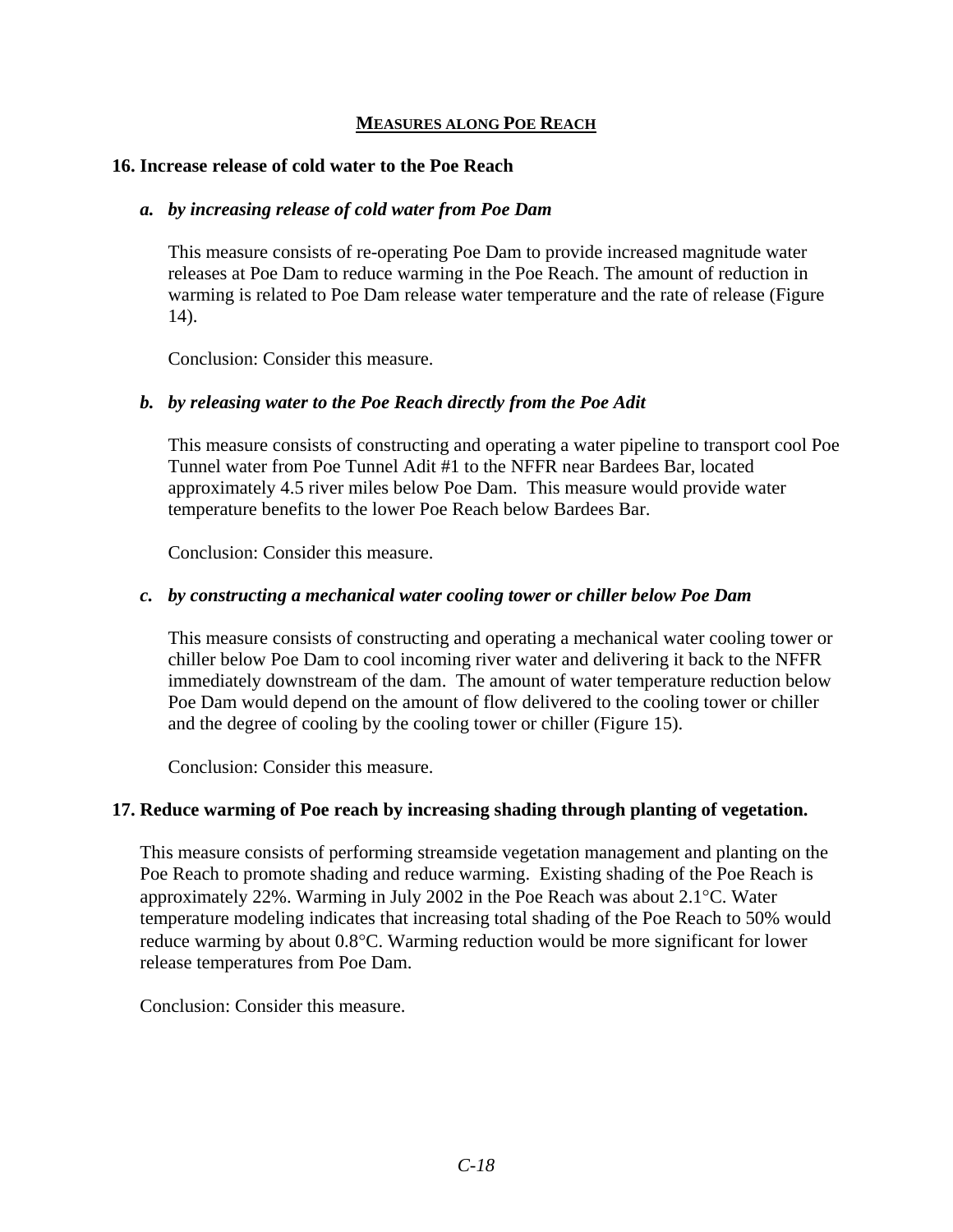## MEASURES ALONG POE REACH

### 16. Increase release of cold water to the Poe Reach

#### *a. by increasing release of cold water from Poe Dam*

This measure consists of re-operating Poe Dam to provide increased magnitude water releases at Poe Dam to reduce warming in the Poe Reach. The amount of reduction in warming is related to Poe Dam release water temperature and the rate of release (Figure 14).

Conclusion: Consider this measure.

#### *b. by releasing water to the Poe Reach directly from the Poe Adit*

This measure consists of constructing and operating a water pipeline to transport cool Poe Tunnel water from Poe Tunnel Adit #1 to the NFFR near Bardees Bar, located approximately 4.5 river miles below Poe Dam. This measure would provide water temperature benefits to the lower Poe Reach below Bardees Bar.

Conclusion: Consider this measure.

#### *c. by constructing a mechanical water cooling tower or chiller below Poe Dam*

This measure consists of constructing and operating a mechanical water cooling tower or chiller below Poe Dam to cool incoming river water and delivering it back to the NFFR immediately downstream of the dam. The amount of water temperature reduction below Poe Dam would depend on the amount of flow delivered to the cooling tower or chiller and the degree of cooling by the cooling tower or chiller (Figure 15).

Conclusion: Consider this measure.

### 17. Reduce warming of Poe reach by increasing shading through planting of vegetation.

This measure consists of performing streamside vegetation management and planting on the Poe Reach to promote shading and reduce warming. Existing shading of the Poe Reach is approximately 22%. Warming in July 2002 in the Poe Reach was about 2.1°C. Water temperature modeling indicates that increasing total shading of the Poe Reach to 50% would reduce warming by about 0.8°C. Warming reduction would be more significant for lower release temperatures from Poe Dam.

Conclusion: Consider this measure.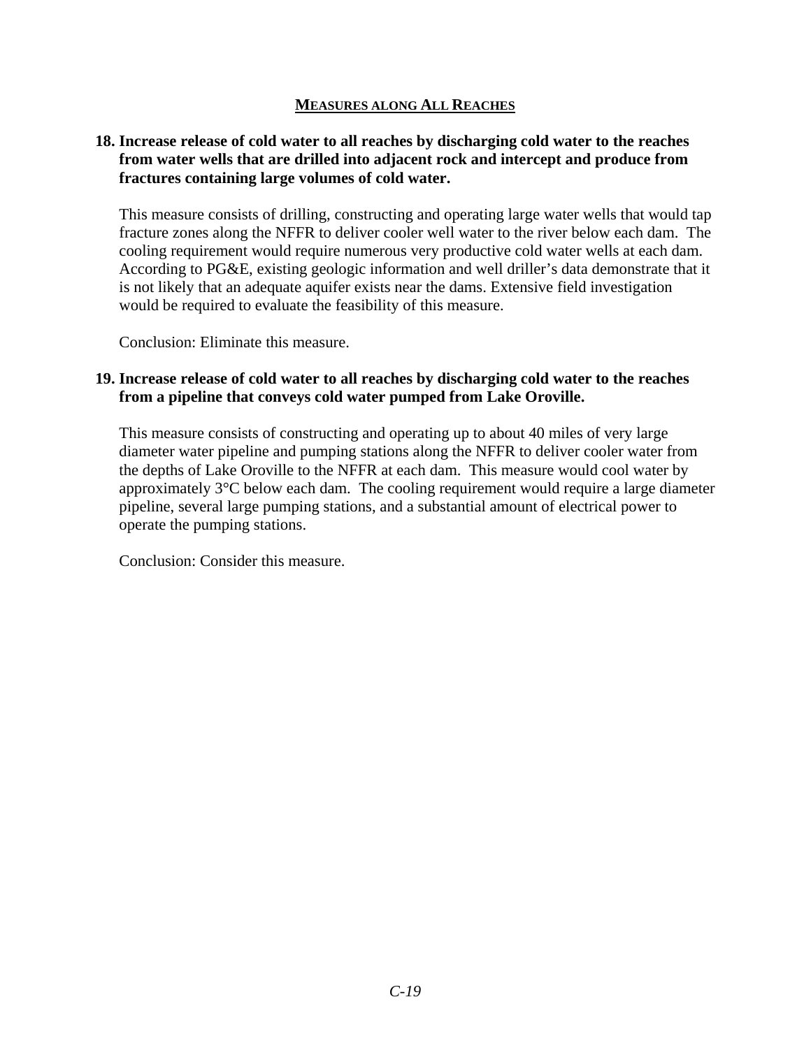## MEASURES ALONG ALL REACHES

**18. Increase release of cold water to all reaches by discharging cold water to the reaches from water wells that are drilled into adjacent rock and intercept and produce from fractures containing large volumes of cold water.**

This measure consists of drilling, constructing and operating large water wells that would tap fracture zones along the NFFR to deliver cooler well water to the river below each dam. The cooling requirement would require numerous very productive cold water wells at each dam. According to PG&E, existing geologic information and well driller's data demonstrate that it is not likely that an adequate aquifer exists near the dams. Extensive field investigation would be required to evaluate the feasibility of this measure.

Conclusion: Eliminate this measure.

**19. Increase release of cold water to all reaches by discharging cold water to the reaches from a pipeline that conveys cold water pumped from Lake Oroville.**

This measure consists of constructing and operating up to about 40 miles of very large diameter water pipeline and pumping stations along the NFFR to deliver cooler water from the depths of Lake Oroville to the NFFR at each dam. This measure would cool water by approximately 3°C below each dam. The cooling requirement would require a large diameter pipeline, several large pumping stations, and a substantial amount of electrical power to operate the pumping stations.

Conclusion: Consider this measure.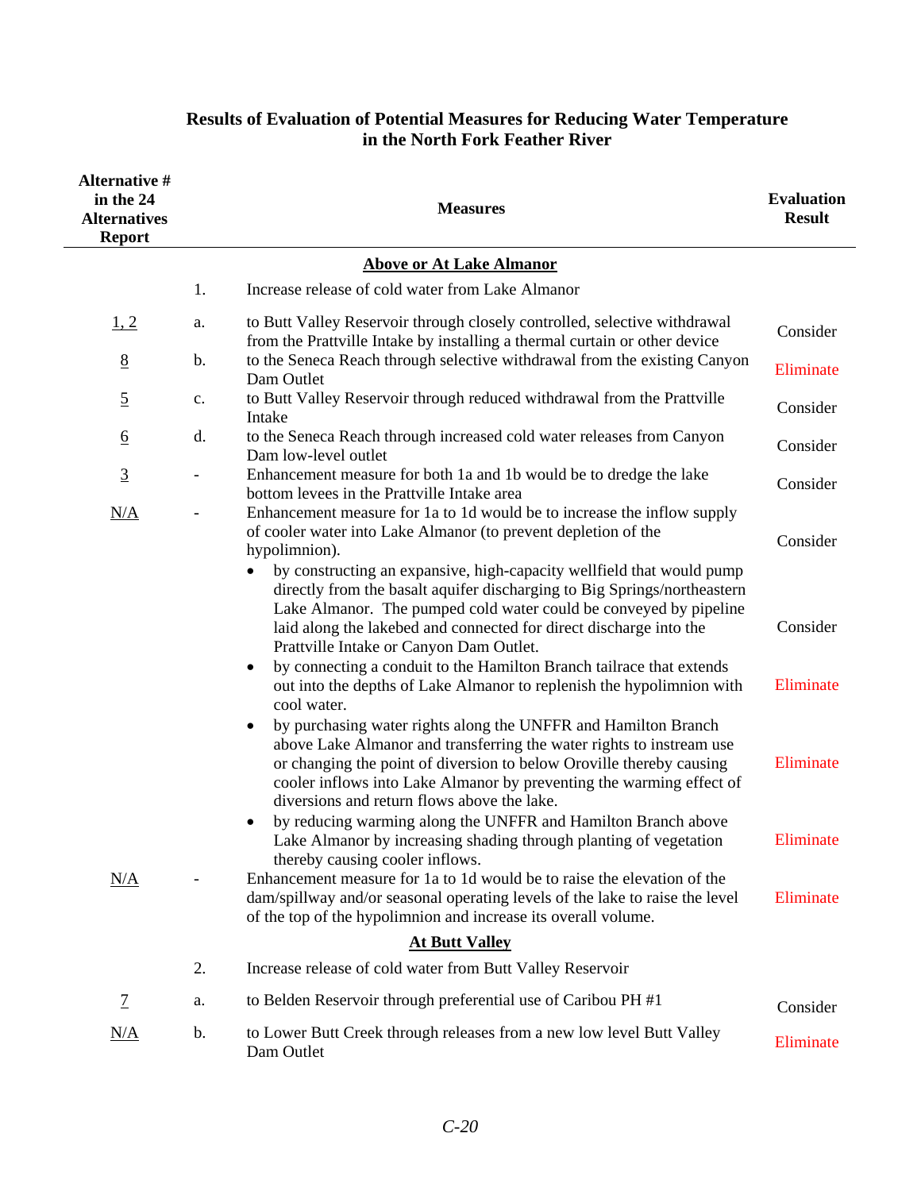## Results of Evaluation of Potential Measures for Reducing Water Temperature in the North Fork Feather River

| Alternative # in the 24 Alternatives Report | | Measures | Evaluation Result |
|---|---|---|---|
| | | **Above or At Lake Almanor** | |
| | 1. | Increase release of cold water from Lake Almanor | |
| 1, 2 | a. | to Butt Valley Reservoir through closely controlled, selective withdrawal from the Prattville Intake by installing a thermal curtain or other device | Consider |
| 8 | b. | to the Seneca Reach through selective withdrawal from the existing Canyon Dam Outlet | Eliminate |
| 5 | c. | to Butt Valley Reservoir through reduced withdrawal from the Prattville Intake | Consider |
| 6 | d. | to the Seneca Reach through increased cold water releases from Canyon Dam low-level outlet | Consider |
| 3 | - | Enhancement measure for both 1a and 1b would be to dredge the lake bottom levees in the Prattville Intake area | Consider |
| N/A | - | Enhancement measure for 1a to 1d would be to increase the inflow supply of cooler water into Lake Almanor (to prevent depletion of the hypolimnion). | Consider |
| | | • by constructing an expansive, high-capacity wellfield that would pump directly from the basalt aquifer discharging to Big Springs/northeastern Lake Almanor. The pumped cold water could be conveyed by pipeline laid along the lakebed and connected for direct discharge into the Prattville Intake or Canyon Dam Outlet. | Consider |
| | | • by connecting a conduit to the Hamilton Branch tailrace that extends out into the depths of Lake Almanor to replenish the hypolimnion with cool water. | Eliminate |
| | | • by purchasing water rights along the UNFFR and Hamilton Branch above Lake Almanor and transferring the water rights to instream use or changing the point of diversion to below Oroville thereby causing cooler inflows into Lake Almanor by preventing the warming effect of diversions and return flows above the lake. | Eliminate |
| | | • by reducing warming along the UNFFR and Hamilton Branch above Lake Almanor by increasing shading through planting of vegetation thereby causing cooler inflows. | Eliminate |
| N/A | - | Enhancement measure for 1a to 1d would be to raise the elevation of the dam/spillway and/or seasonal operating levels of the lake to raise the level of the top of the hypolimnion and increase its overall volume. | Eliminate |
| | | **At Butt Valley** | |
| | 2. | Increase release of cold water from Butt Valley Reservoir | |
| 7 | a. | to Belden Reservoir through preferential use of Caribou PH #1 | Consider |
| N/A | b. | to Lower Butt Creek through releases from a new low level Butt Valley Dam Outlet | Eliminate |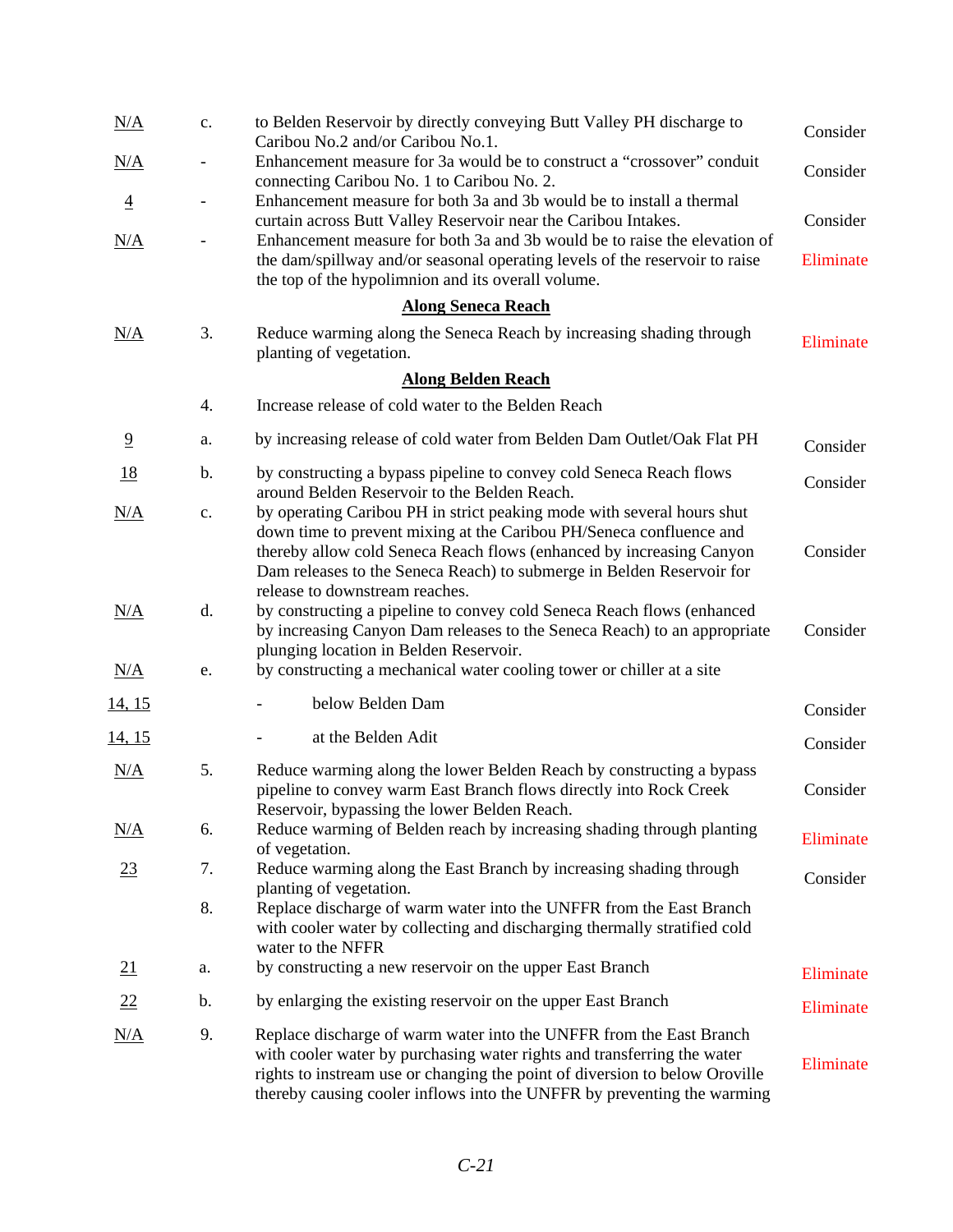| | | | |
|---|---|---|---|
| N/A | c. | to Belden Reservoir by directly conveying Butt Valley PH discharge to Caribou No.2 and/or Caribou No.1. | Consider |
| N/A | - | Enhancement measure for 3a would be to construct a "crossover" conduit connecting Caribou No. 1 to Caribou No. 2. | Consider |
| 4 | - | Enhancement measure for both 3a and 3b would be to install a thermal curtain across Butt Valley Reservoir near the Caribou Intakes. | Consider |
| N/A | - | Enhancement measure for both 3a and 3b would be to raise the elevation of the dam/spillway and/or seasonal operating levels of the reservoir to raise the top of the hypolimnion and its overall volume. | Eliminate |
| | | **Along Seneca Reach** | |
| N/A | 3. | Reduce warming along the Seneca Reach by increasing shading through planting of vegetation. | Eliminate |
| | | **Along Belden Reach** | |
| | 4. | Increase release of cold water to the Belden Reach | |
| 9 | a. | by increasing release of cold water from Belden Dam Outlet/Oak Flat PH | Consider |
| 18 | b. | by constructing a bypass pipeline to convey cold Seneca Reach flows around Belden Reservoir to the Belden Reach. | Consider |
| N/A | c. | by operating Caribou PH in strict peaking mode with several hours shut down time to prevent mixing at the Caribou PH/Seneca confluence and thereby allow cold Seneca Reach flows (enhanced by increasing Canyon Dam releases to the Seneca Reach) to submerge in Belden Reservoir for release to downstream reaches. | Consider |
| N/A | d. | by constructing a pipeline to convey cold Seneca Reach flows (enhanced by increasing Canyon Dam releases to the Seneca Reach) to an appropriate plunging location in Belden Reservoir. | Consider |
| N/A | e. | by constructing a mechanical water cooling tower or chiller at a site | |
| 14, 15 | | - below Belden Dam | Consider |
| 14, 15 | | - at the Belden Adit | Consider |
| N/A | 5. | Reduce warming along the lower Belden Reach by constructing a bypass pipeline to convey warm East Branch flows directly into Rock Creek Reservoir, bypassing the lower Belden Reach. | Consider |
| N/A | 6. | Reduce warming of Belden reach by increasing shading through planting of vegetation. | Eliminate |
| 23 | 7. | Reduce warming along the East Branch by increasing shading through planting of vegetation. | Consider |
| | 8. | Replace discharge of warm water into the UNFFR from the East Branch with cooler water by collecting and discharging thermally stratified cold water to the NFFR | |
| 21 | a. | by constructing a new reservoir on the upper East Branch | Eliminate |
| 22 | b. | by enlarging the existing reservoir on the upper East Branch | Eliminate |
| N/A | 9. | Replace discharge of warm water into the UNFFR from the East Branch with cooler water by purchasing water rights and transferring the water rights to instream use or changing the point of diversion to below Oroville thereby causing cooler inflows into the UNFFR by preventing the warming | Eliminate |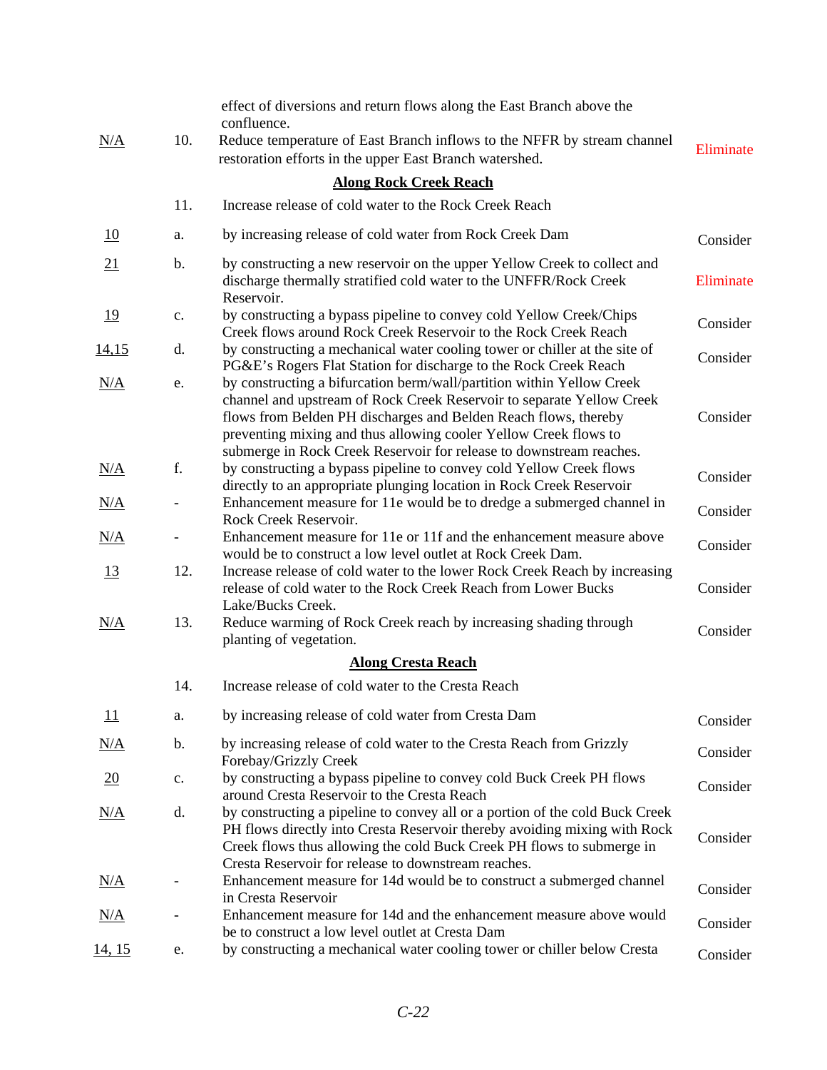| | | | |
|---|---|---|---|
| | | effect of diversions and return flows along the East Branch above the confluence. | |
| N/A | 10. | Reduce temperature of East Branch inflows to the NFFR by stream channel restoration efforts in the upper East Branch watershed. | Eliminate |
| | | **Along Rock Creek Reach** | |
| | 11. | Increase release of cold water to the Rock Creek Reach | |
| 10 | a. | by increasing release of cold water from Rock Creek Dam | Consider |
| 21 | b. | by constructing a new reservoir on the upper Yellow Creek to collect and discharge thermally stratified cold water to the UNFFR/Rock Creek Reservoir. | Eliminate |
| 19 | c. | by constructing a bypass pipeline to convey cold Yellow Creek/Chips Creek flows around Rock Creek Reservoir to the Rock Creek Reach | Consider |
| 14,15 | d. | by constructing a mechanical water cooling tower or chiller at the site of PG&E's Rogers Flat Station for discharge to the Rock Creek Reach | Consider |
| N/A | e. | by constructing a bifurcation berm/wall/partition within Yellow Creek channel and upstream of Rock Creek Reservoir to separate Yellow Creek flows from Belden PH discharges and Belden Reach flows, thereby preventing mixing and thus allowing cooler Yellow Creek flows to submerge in Rock Creek Reservoir for release to downstream reaches. | Consider |
| N/A | f. | by constructing a bypass pipeline to convey cold Yellow Creek flows directly to an appropriate plunging location in Rock Creek Reservoir | Consider |
| N/A | - | Enhancement measure for 11e would be to dredge a submerged channel in Rock Creek Reservoir. | Consider |
| N/A | - | Enhancement measure for 11e or 11f and the enhancement measure above would be to construct a low level outlet at Rock Creek Dam. | Consider |
| 13 | 12. | Increase release of cold water to the lower Rock Creek Reach by increasing release of cold water to the Rock Creek Reach from Lower Bucks Lake/Bucks Creek. | Consider |
| N/A | 13. | Reduce warming of Rock Creek reach by increasing shading through planting of vegetation. | Consider |
| | | **Along Cresta Reach** | |
| | 14. | Increase release of cold water to the Cresta Reach | |
| 11 | a. | by increasing release of cold water from Cresta Dam | Consider |
| N/A | b. | by increasing release of cold water to the Cresta Reach from Grizzly Forebay/Grizzly Creek | Consider |
| 20 | c. | by constructing a bypass pipeline to convey cold Buck Creek PH flows around Cresta Reservoir to the Cresta Reach | Consider |
| N/A | d. | by constructing a pipeline to convey all or a portion of the cold Buck Creek PH flows directly into Cresta Reservoir thereby avoiding mixing with Rock Creek flows thus allowing the cold Buck Creek PH flows to submerge in Cresta Reservoir for release to downstream reaches. | Consider |
| N/A | - | Enhancement measure for 14d would be to construct a submerged channel in Cresta Reservoir | Consider |
| N/A | - | Enhancement measure for 14d and the enhancement measure above would be to construct a low level outlet at Cresta Dam | Consider |
| 14, 15 | e. | by constructing a mechanical water cooling tower or chiller below Cresta | Consider |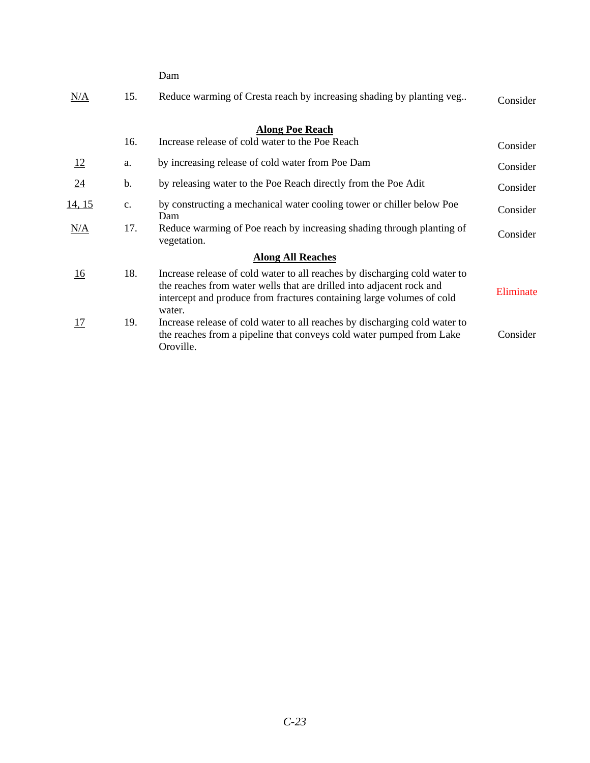| | | | |
|---|---|---|---|
| | | Dam | |
| N/A | 15. | Reduce warming of Cresta reach by increasing shading by planting veg.. | Consider |
| | | **Along Poe Reach** | |
| | 16. | Increase release of cold water to the Poe Reach | Consider |
| 12 | a. | by increasing release of cold water from Poe Dam | Consider |
| 24 | b. | by releasing water to the Poe Reach directly from the Poe Adit | Consider |
| 14, 15 | c. | by constructing a mechanical water cooling tower or chiller below Poe Dam | Consider |
| N/A | 17. | Reduce warming of Poe reach by increasing shading through planting of vegetation. | Consider |
| | | **Along All Reaches** | |
| 16 | 18. | Increase release of cold water to all reaches by discharging cold water to the reaches from water wells that are drilled into adjacent rock and intercept and produce from fractures containing large volumes of cold water. | Eliminate |
| 17 | 19. | Increase release of cold water to all reaches by discharging cold water to the reaches from a pipeline that conveys cold water pumped from Lake Oroville. | Consider |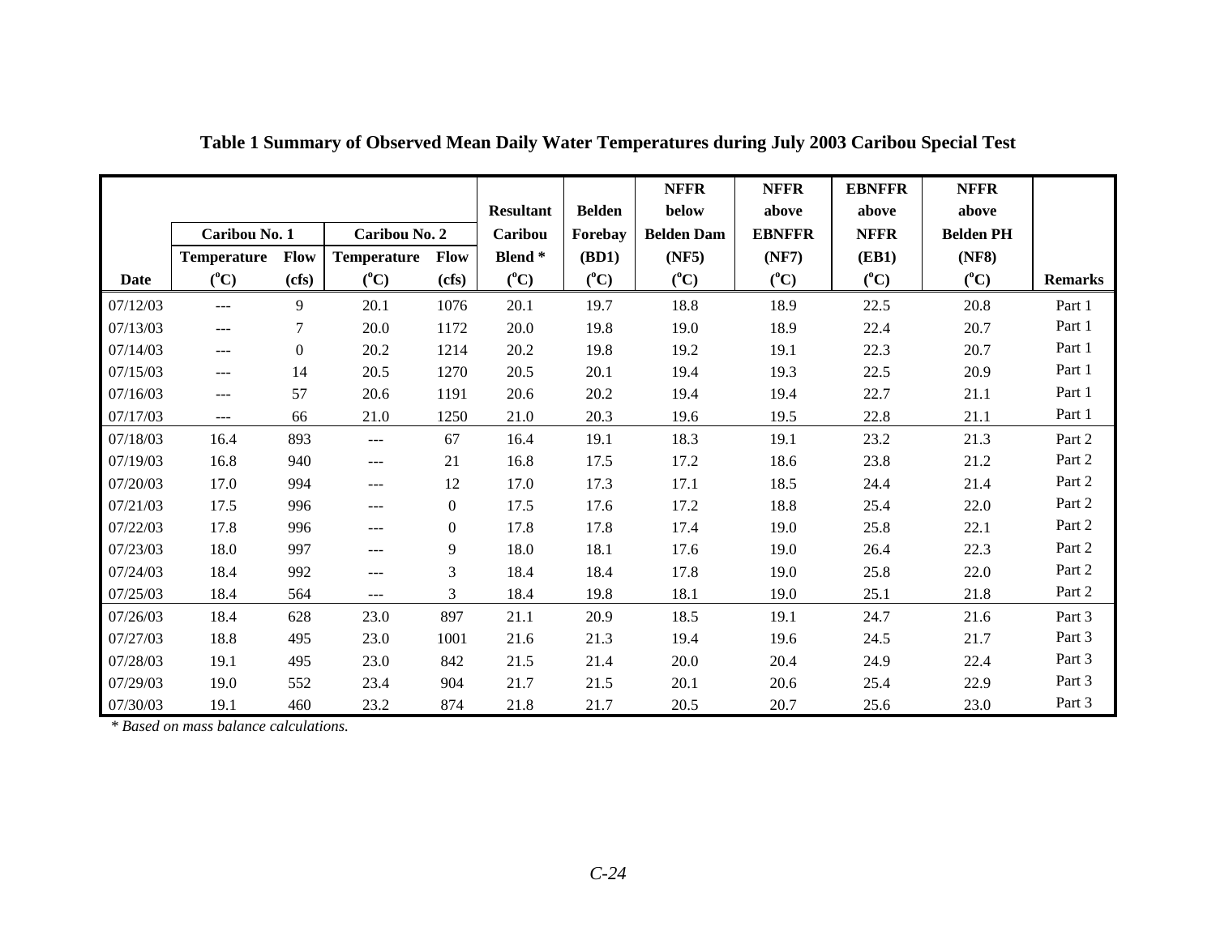**Table 1 Summary of Observed Mean Daily Water Temperatures during July 2003 Caribou Special Test**

| Date | Caribou No. 1 | | Caribou No. 2 | | Resultant Caribou Blend * ($^oC$) | Belden Forebay (BD1) ($^oC$) | NFFR below Belden Dam (NF5) ($^oC$) | NFFR above EBNFFR (NF7) ($^oC$) | EBNFFR above NFFR (EB1) ($^oC$) | NFFR above Belden PH (NF8) ($^oC$) | Remarks |
|---|---|---|---|---|---|---|---|---|---|---|---|
| | Temperature ($^oC$) | Flow (cfs) | Temperature ($^oC$) | Flow (cfs) | | | | | | | |
| 07/12/03 | --- | 9 | 20.1 | 1076 | 20.1 | 19.7 | 18.8 | 18.9 | 22.5 | 20.8 | Part 1 |
| 07/13/03 | --- | 7 | 20.0 | 1172 | 20.0 | 19.8 | 19.0 | 18.9 | 22.4 | 20.7 | Part 1 |
| 07/14/03 | --- | 0 | 20.2 | 1214 | 20.2 | 19.8 | 19.2 | 19.1 | 22.3 | 20.7 | Part 1 |
| 07/15/03 | --- | 14 | 20.5 | 1270 | 20.5 | 20.1 | 19.4 | 19.3 | 22.5 | 20.9 | Part 1 |
| 07/16/03 | --- | 57 | 20.6 | 1191 | 20.6 | 20.2 | 19.4 | 19.4 | 22.7 | 21.1 | Part 1 |
| 07/17/03 | --- | 66 | 21.0 | 1250 | 21.0 | 20.3 | 19.6 | 19.5 | 22.8 | 21.1 | Part 1 |
| 07/18/03 | 16.4 | 893 | --- | 67 | 16.4 | 19.1 | 18.3 | 19.1 | 23.2 | 21.3 | Part 2 |
| 07/19/03 | 16.8 | 940 | --- | 21 | 16.8 | 17.5 | 17.2 | 18.6 | 23.8 | 21.2 | Part 2 |
| 07/20/03 | 17.0 | 994 | --- | 12 | 17.0 | 17.3 | 17.1 | 18.5 | 24.4 | 21.4 | Part 2 |
| 07/21/03 | 17.5 | 996 | --- | 0 | 17.5 | 17.6 | 17.2 | 18.8 | 25.4 | 22.0 | Part 2 |
| 07/22/03 | 17.8 | 996 | --- | 0 | 17.8 | 17.8 | 17.4 | 19.0 | 25.8 | 22.1 | Part 2 |
| 07/23/03 | 18.0 | 997 | --- | 9 | 18.0 | 18.1 | 17.6 | 19.0 | 26.4 | 22.3 | Part 2 |
| 07/24/03 | 18.4 | 992 | --- | 3 | 18.4 | 18.4 | 17.8 | 19.0 | 25.8 | 22.0 | Part 2 |
| 07/25/03 | 18.4 | 564 | --- | 3 | 18.4 | 19.8 | 18.1 | 19.0 | 25.1 | 21.8 | Part 2 |
| 07/26/03 | 18.4 | 628 | 23.0 | 897 | 21.1 | 20.9 | 18.5 | 19.1 | 24.7 | 21.6 | Part 3 |
| 07/27/03 | 18.8 | 495 | 23.0 | 1001 | 21.6 | 21.3 | 19.4 | 19.6 | 24.5 | 21.7 | Part 3 |
| 07/28/03 | 19.1 | 495 | 23.0 | 842 | 21.5 | 21.4 | 20.0 | 20.4 | 24.9 | 22.4 | Part 3 |
| 07/29/03 | 19.0 | 552 | 23.4 | 904 | 21.7 | 21.5 | 20.1 | 20.6 | 25.4 | 22.9 | Part 3 |
| 07/30/03 | 19.1 | 460 | 23.2 | 874 | 21.8 | 21.7 | 20.5 | 20.7 | 25.6 | 23.0 | Part 3 |

*\* Based on mass balance calculations.*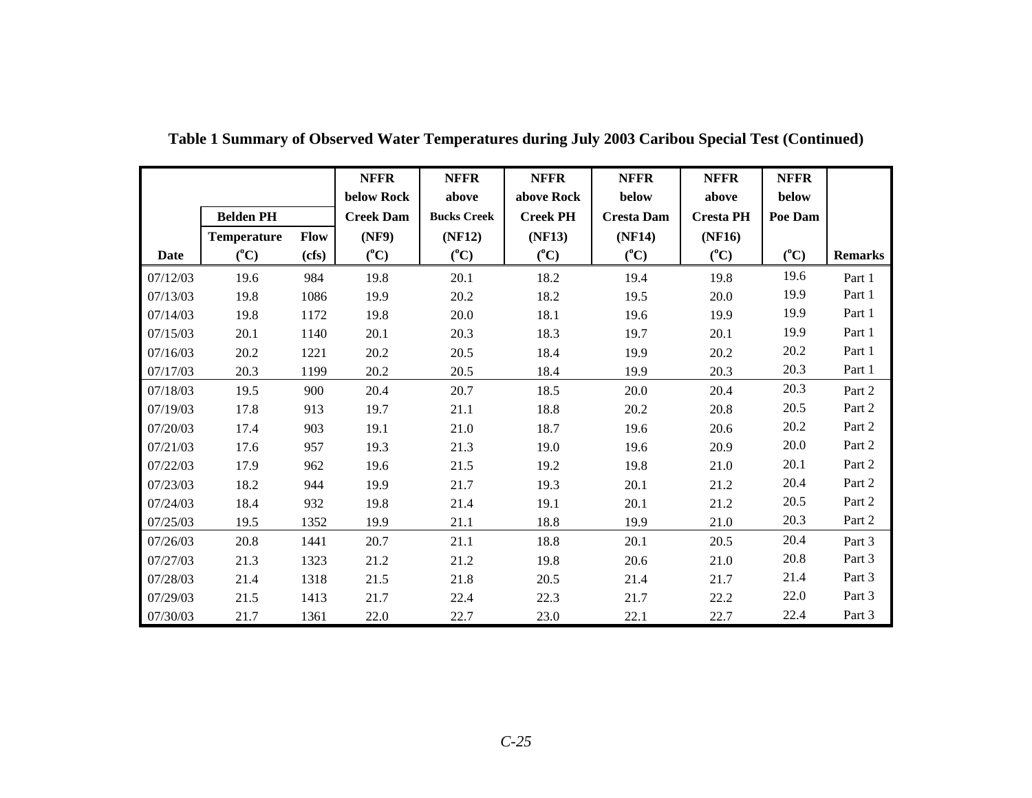**Table 1 Summary of Observed Water Temperatures during July 2003 Caribou Special Test (Continued)**

| Date | Belden PH | | NFFR below Rock Creek Dam (NF9) | NFFR above Bucks Creek (NF12) | NFFR above Rock Creek PH (NF13) | NFFR below Cresta Dam (NF14) | NFFR above Cresta PH (NF16) | NFFR below Poe Dam | Remarks |
|---|---|---|---|---|---|---|---|---|---|
| | Temperature (°C) | Flow (cfs) | (°C) | (°C) | (°C) | (°C) | (°C) | (°C) | |
| 07/12/03 | 19.6 | 984 | 19.8 | 20.1 | 18.2 | 19.4 | 19.8 | 19.6 | Part 1 |
| 07/13/03 | 19.8 | 1086 | 19.9 | 20.2 | 18.2 | 19.5 | 20.0 | 19.9 | Part 1 |
| 07/14/03 | 19.8 | 1172 | 19.8 | 20.0 | 18.1 | 19.6 | 19.9 | 19.9 | Part 1 |
| 07/15/03 | 20.1 | 1140 | 20.1 | 20.3 | 18.3 | 19.7 | 20.1 | 19.9 | Part 1 |
| 07/16/03 | 20.2 | 1221 | 20.2 | 20.5 | 18.4 | 19.9 | 20.2 | 20.2 | Part 1 |
| 07/17/03 | 20.3 | 1199 | 20.2 | 20.5 | 18.4 | 19.9 | 20.3 | 20.3 | Part 1 |
| 07/18/03 | 19.5 | 900 | 20.4 | 20.7 | 18.5 | 20.0 | 20.4 | 20.3 | Part 2 |
| 07/19/03 | 17.8 | 913 | 19.7 | 21.1 | 18.8 | 20.2 | 20.8 | 20.5 | Part 2 |
| 07/20/03 | 17.4 | 903 | 19.1 | 21.0 | 18.7 | 19.6 | 20.6 | 20.2 | Part 2 |
| 07/21/03 | 17.6 | 957 | 19.3 | 21.3 | 19.0 | 19.6 | 20.9 | 20.0 | Part 2 |
| 07/22/03 | 17.9 | 962 | 19.6 | 21.5 | 19.2 | 19.8 | 21.0 | 20.1 | Part 2 |
| 07/23/03 | 18.2 | 944 | 19.9 | 21.7 | 19.3 | 20.1 | 21.2 | 20.4 | Part 2 |
| 07/24/03 | 18.4 | 932 | 19.8 | 21.4 | 19.1 | 20.1 | 21.2 | 20.5 | Part 2 |
| 07/25/03 | 19.5 | 1352 | 19.9 | 21.1 | 18.8 | 19.9 | 21.0 | 20.3 | Part 2 |
| 07/26/03 | 20.8 | 1441 | 20.7 | 21.1 | 18.8 | 20.1 | 20.5 | 20.4 | Part 3 |
| 07/27/03 | 21.3 | 1323 | 21.2 | 21.2 | 19.8 | 20.6 | 21.0 | 20.8 | Part 3 |
| 07/28/03 | 21.4 | 1318 | 21.5 | 21.8 | 20.5 | 21.4 | 21.7 | 21.4 | Part 3 |
| 07/29/03 | 21.5 | 1413 | 21.7 | 22.4 | 22.3 | 21.7 | 22.2 | 22.0 | Part 3 |
| 07/30/03 | 21.7 | 1361 | 22.0 | 22.7 | 23.0 | 22.1 | 22.7 | 22.4 | Part 3 |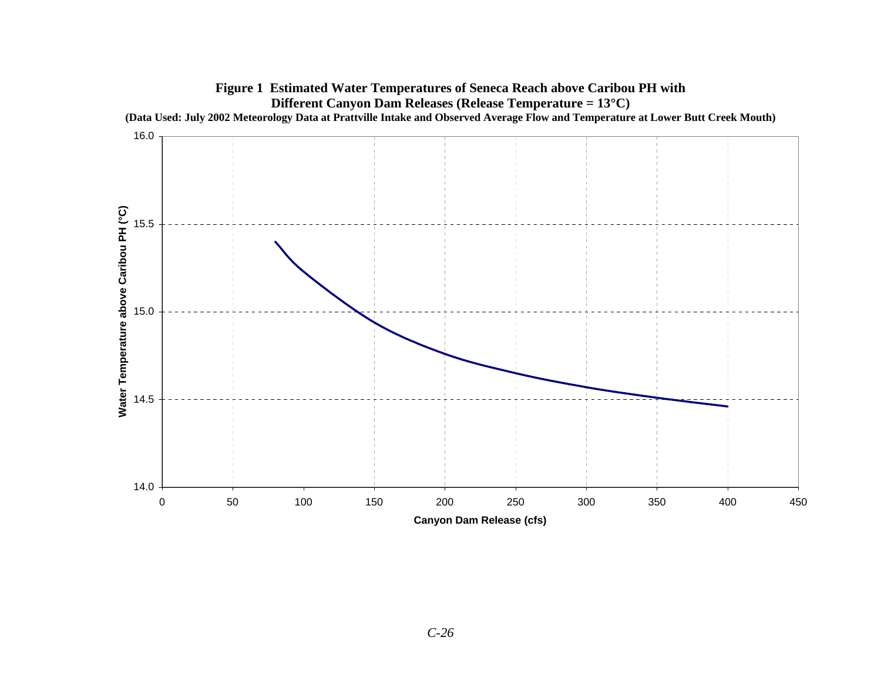**Figure 1 Estimated Water Temperatures of Seneca Reach above Caribou PH with Different Canyon Dam Releases (Release Temperature = 13°C)**

**(Data Used: July 2002 Meteorology Data at Prattville Intake and Observed Average Flow and Temperature at Lower Butt Creek Mouth)**

Water Temperature above Caribou PH (°C)

16.0
15.5
15.0
14.5
14.0

0 50 100 150 200 250 300 350 400 450

Canyon Dam Release (cfs)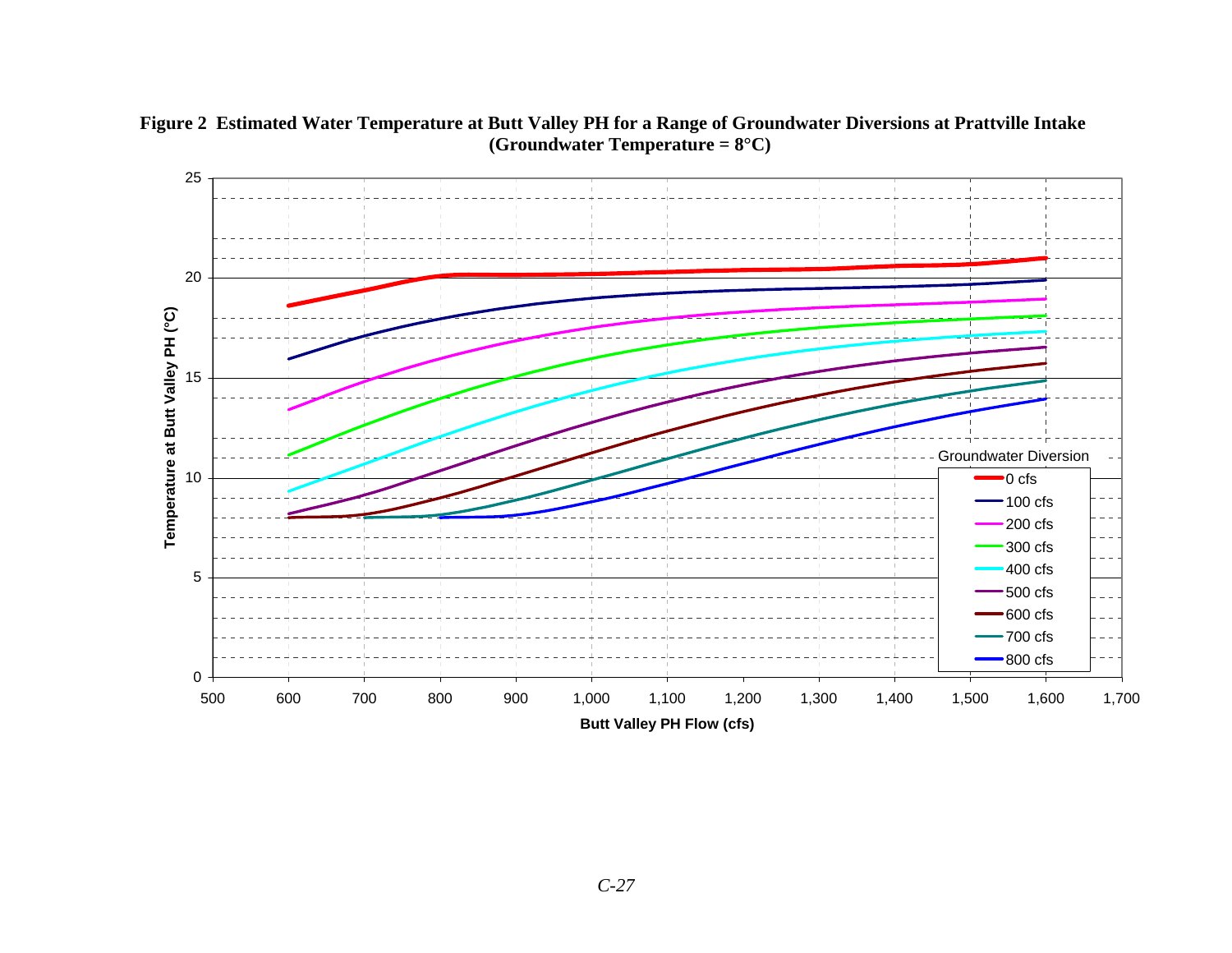**Figure 2 Estimated Water Temperature at Butt Valley PH for a Range of Groundwater Diversions at Prattville Intake (Groundwater Temperature = 8°C)**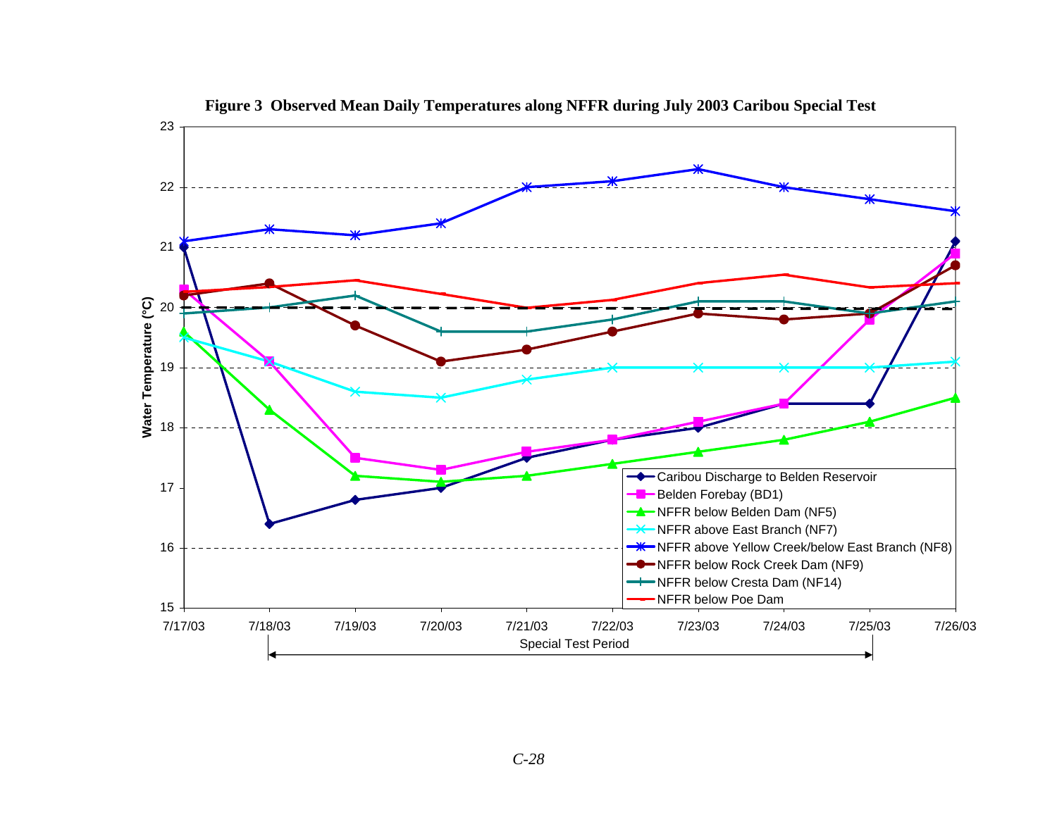**Figure 3 Observed Mean Daily Temperatures along NFFR during July 2003 Caribou Special Test**

Water Temperature (°C)

Special Test Period

- Caribou Discharge to Belden Reservoir
- Belden Forebay (BD1)
- NFFR below Belden Dam (NF5)
- NFFR above East Branch (NF7)
- NFFR above Yellow Creek/below East Branch (NF8)
- NFFR below Rock Creek Dam (NF9)
- NFFR below Cresta Dam (NF14)
- NFFR below Poe Dam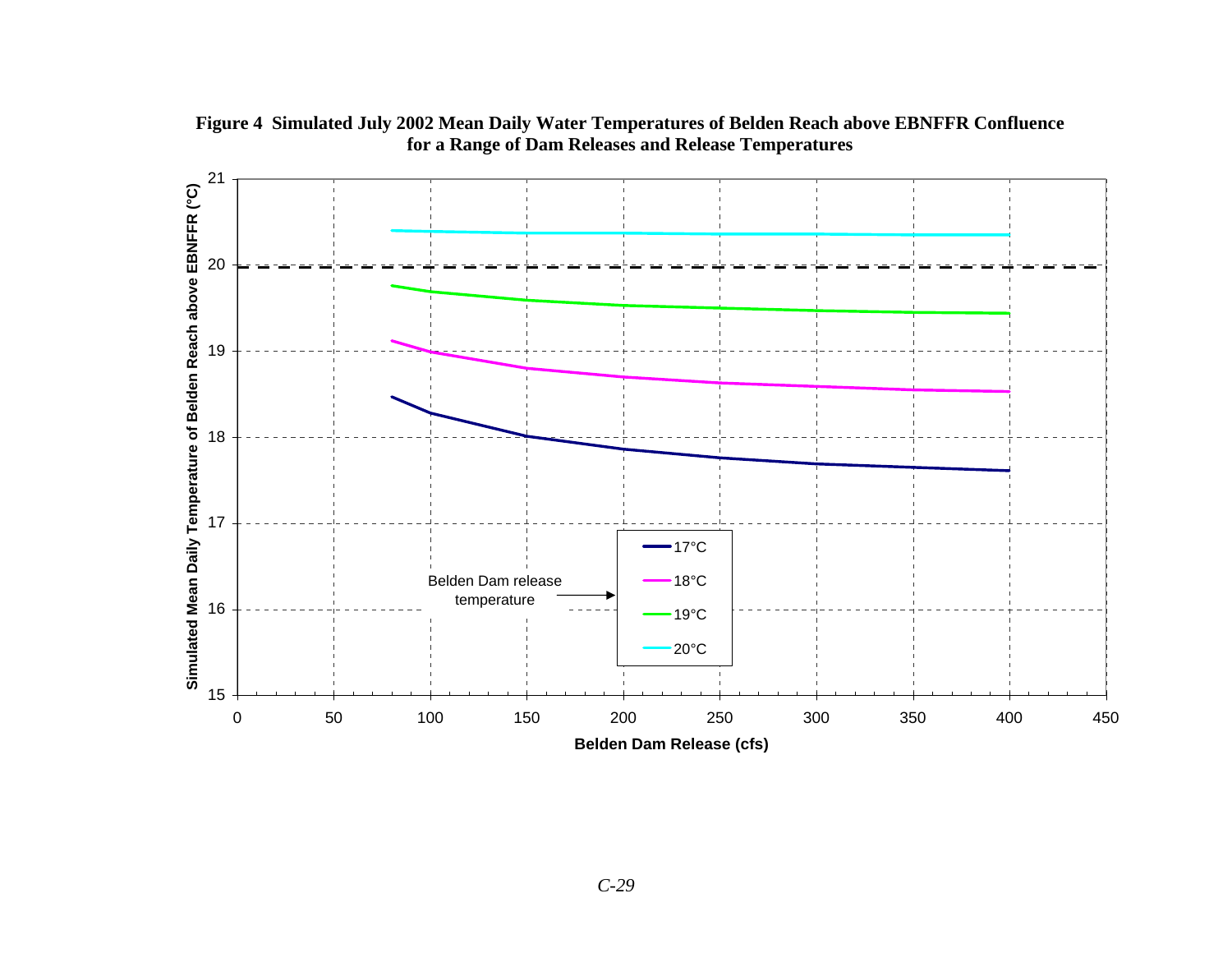**Figure 4 Simulated July 2002 Mean Daily Water Temperatures of Belden Reach above EBNFFR Confluence for a Range of Dam Releases and Release Temperatures**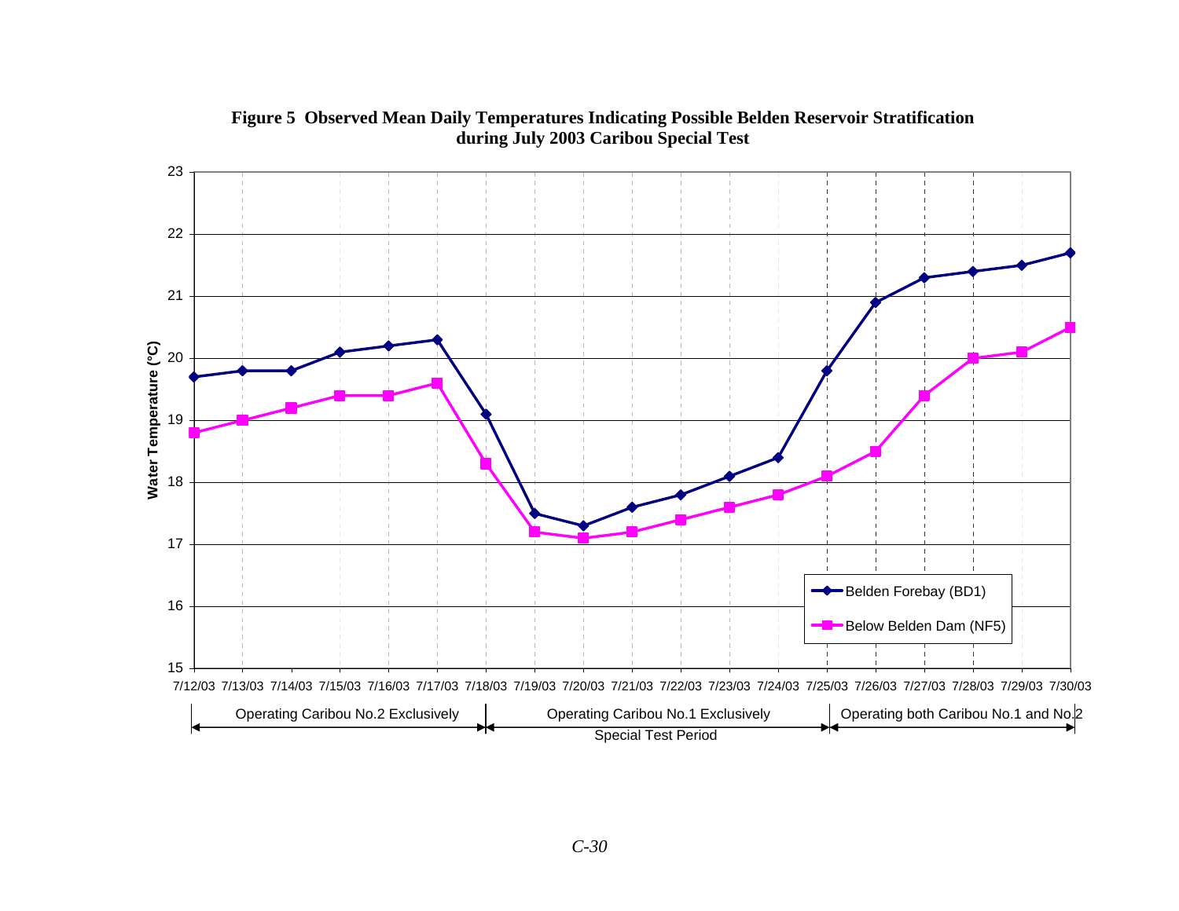**Figure 5 Observed Mean Daily Temperatures Indicating Possible Belden Reservoir Stratification during July 2003 Caribou Special Test**

| Date | Belden Forebay (BD1) (°C) | Below Belden Dam (NF5) (°C) |
|---|---|---|
| 7/12/03 | 19.7 | 18.8 |
| 7/13/03 | 19.8 | 19.0 |
| 7/14/03 | 19.8 | 19.2 |
| 7/15/03 | 20.1 | 19.4 |
| 7/16/03 | 20.2 | 19.4 |
| 7/17/03 | 20.3 | 19.6 |
| 7/18/03 | 19.1 | 18.3 |
| 7/19/03 | 17.5 | 17.2 |
| 7/20/03 | 17.3 | 17.1 |
| 7/21/03 | 17.6 | 17.2 |
| 7/22/03 | 17.8 | 17.4 |
| 7/23/03 | 18.1 | 17.6 |
| 7/24/03 | 18.4 | 17.8 |
| 7/25/03 | 19.8 | 18.1 |
| 7/26/03 | 20.9 | 18.5 |
| 7/27/03 | 21.3 | 19.4 |
| 7/28/03 | 21.4 | 20.0 |
| 7/29/03 | 21.5 | 20.1 |
| 7/30/03 | 21.7 | 20.5 |

Periods: Operating Caribou No.2 Exclusively (7/12/03–7/18/03); Operating Caribou No.1 Exclusively – Special Test Period (7/18/03–7/25/03); Operating both Caribou No.1 and No.2 (7/25/03–7/30/03)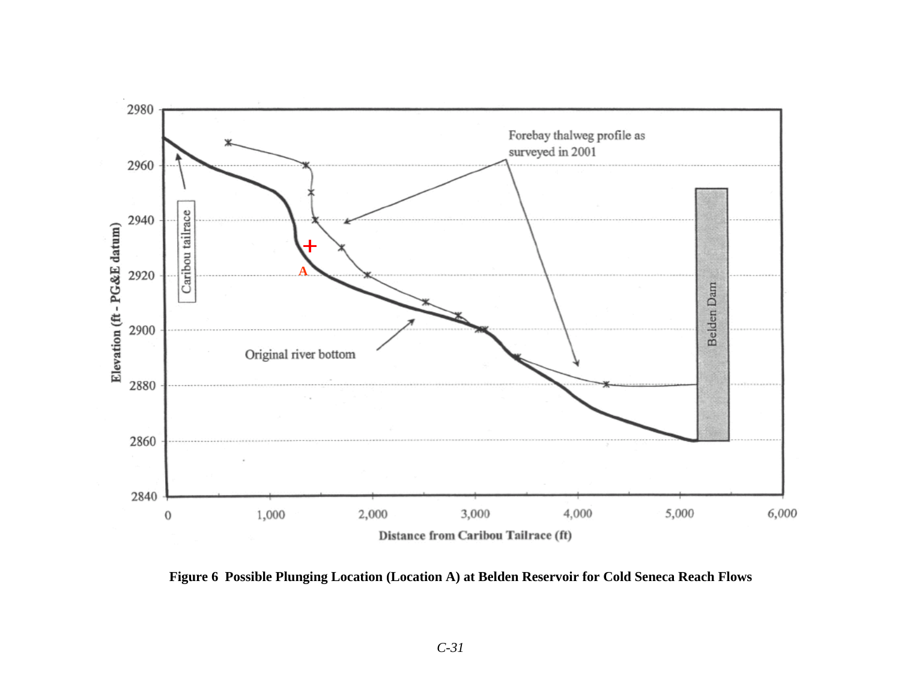**Figure 6 Possible Plunging Location (Location A) at Belden Reservoir for Cold Seneca Reach Flows**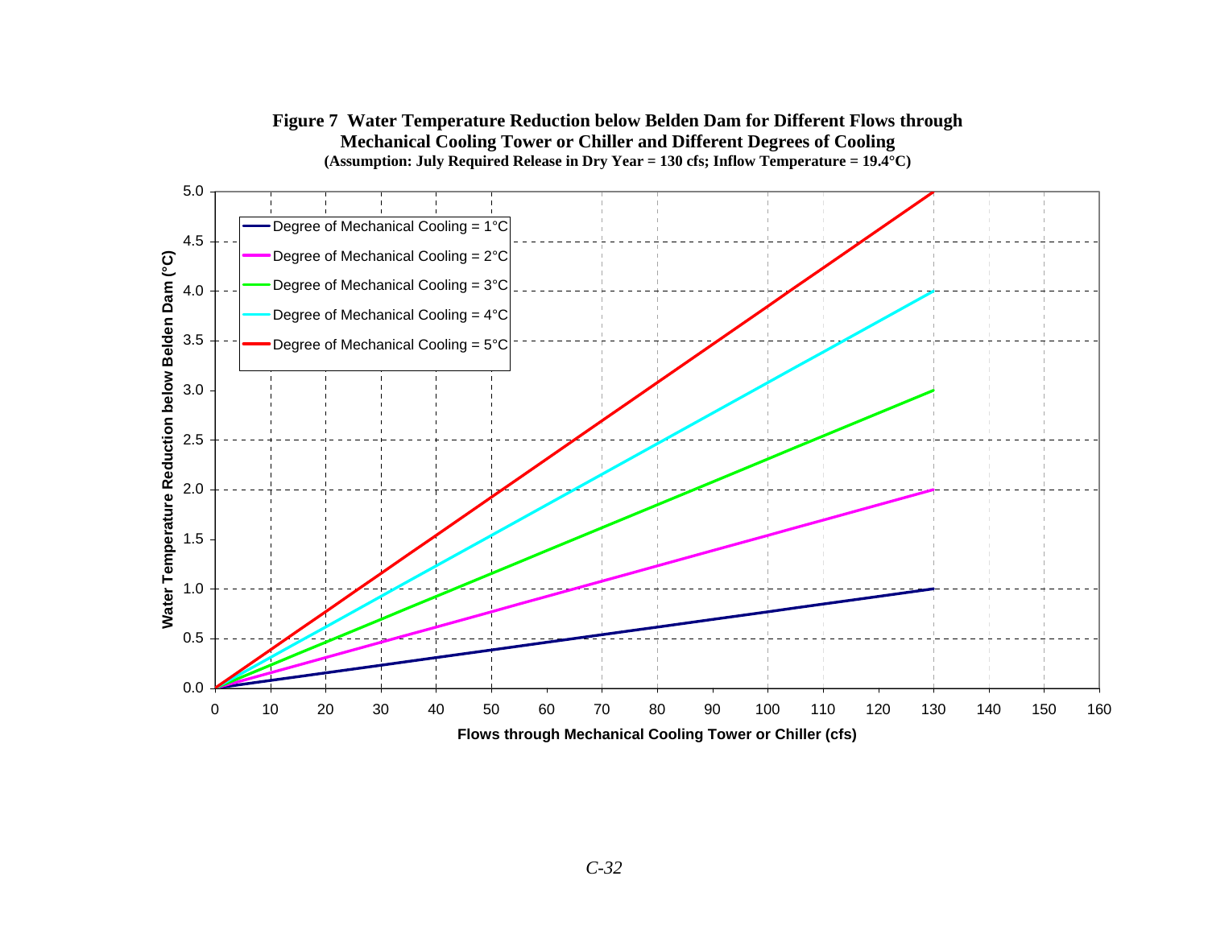**Figure 7 Water Temperature Reduction below Belden Dam for Different Flows through Mechanical Cooling Tower or Chiller and Different Degrees of Cooling**

**(Assumption: July Required Release in Dry Year = 130 cfs; Inflow Temperature = 19.4°C)**

Water Temperature Reduction below Belden Dam (°C)

Degree of Mechanical Cooling = 1°C

Degree of Mechanical Cooling = 2°C

Degree of Mechanical Cooling = 3°C

Degree of Mechanical Cooling = 4°C

Degree of Mechanical Cooling = 5°C

Flows through Mechanical Cooling Tower or Chiller (cfs)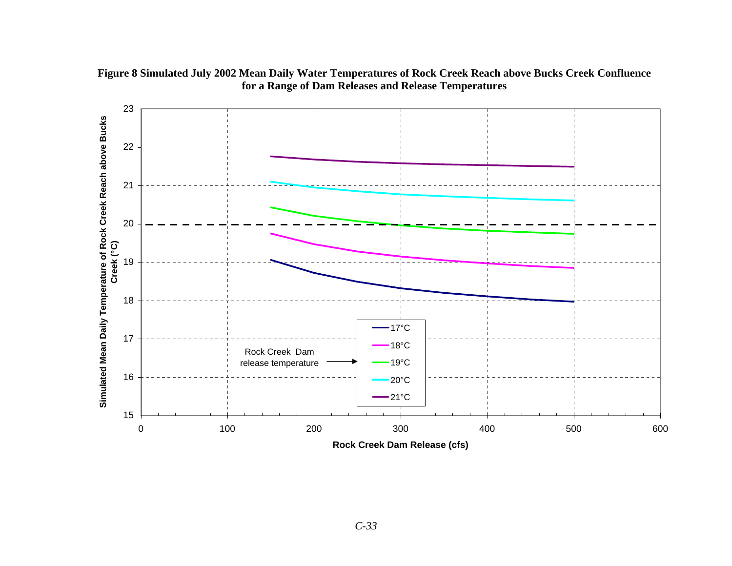**Figure 8 Simulated July 2002 Mean Daily Water Temperatures of Rock Creek Reach above Bucks Creek Confluence for a Range of Dam Releases and Release Temperatures**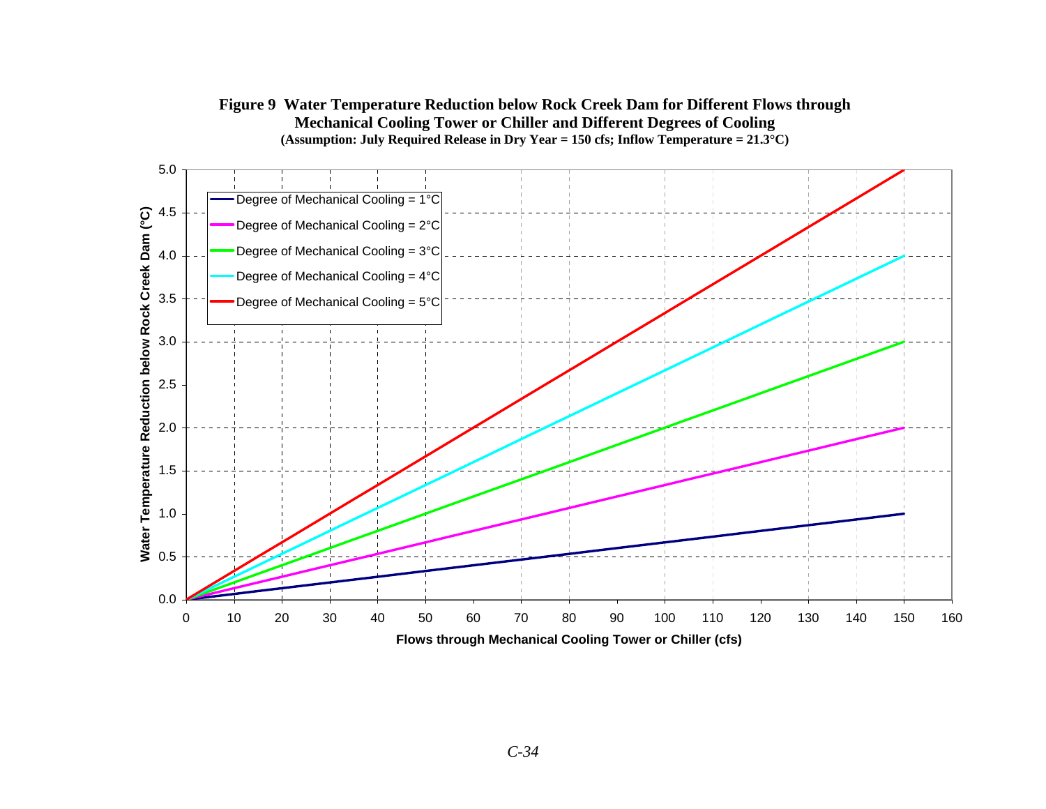**Figure 9 Water Temperature Reduction below Rock Creek Dam for Different Flows through Mechanical Cooling Tower or Chiller and Different Degrees of Cooling**
**(Assumption: July Required Release in Dry Year = 150 cfs; Inflow Temperature = 21.3°C)**

Legend:
- Degree of Mechanical Cooling = 1°C
- Degree of Mechanical Cooling = 2°C
- Degree of Mechanical Cooling = 3°C
- Degree of Mechanical Cooling = 4°C
- Degree of Mechanical Cooling = 5°C

Y-axis: Water Temperature Reduction below Rock Creek Dam (°C) (0.0 to 5.0)

X-axis: Flows through Mechanical Cooling Tower or Chiller (cfs) (0 to 160)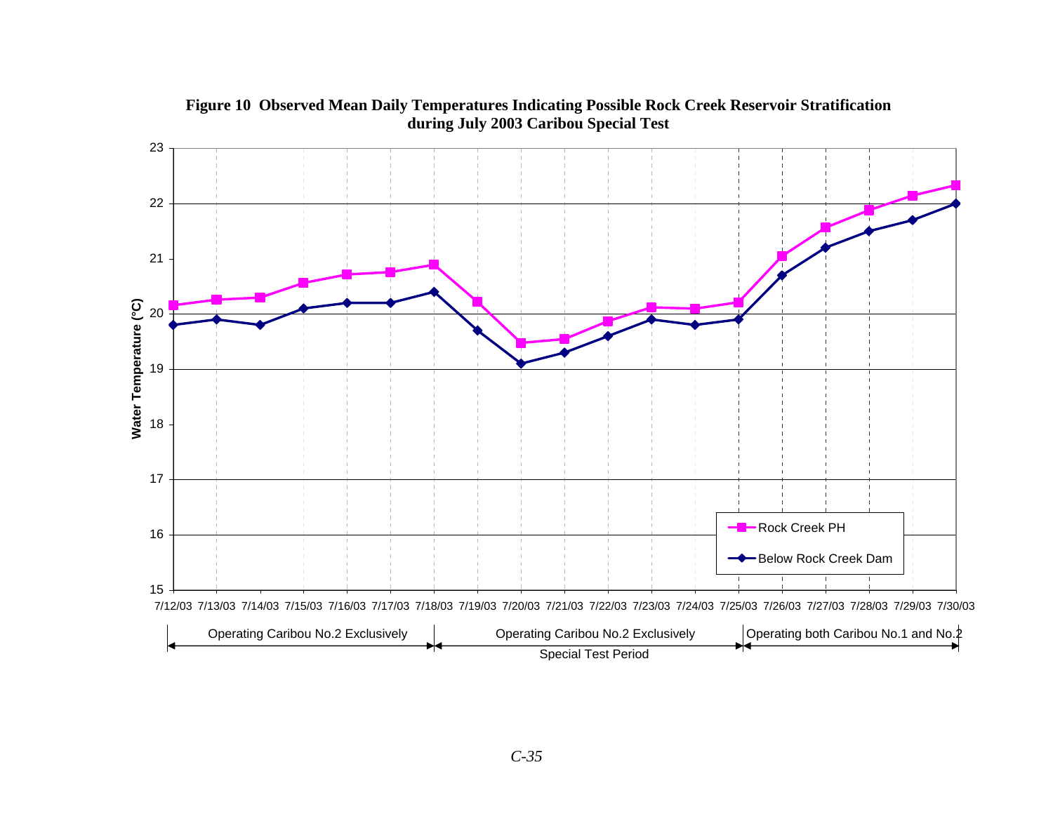**Figure 10 Observed Mean Daily Temperatures Indicating Possible Rock Creek Reservoir Stratification during July 2003 Caribou Special Test**

Water Temperature (°C)

Legend: Rock Creek PH; Below Rock Creek Dam

7/12/03 7/13/03 7/14/03 7/15/03 7/16/03 7/17/03 7/18/03 7/19/03 7/20/03 7/21/03 7/22/03 7/23/03 7/24/03 7/25/03 7/26/03 7/27/03 7/28/03 7/29/03 7/30/03

Operating Caribou No.2 Exclusively | Operating Caribou No.2 Exclusively (Special Test Period) | Operating both Caribou No.1 and No.2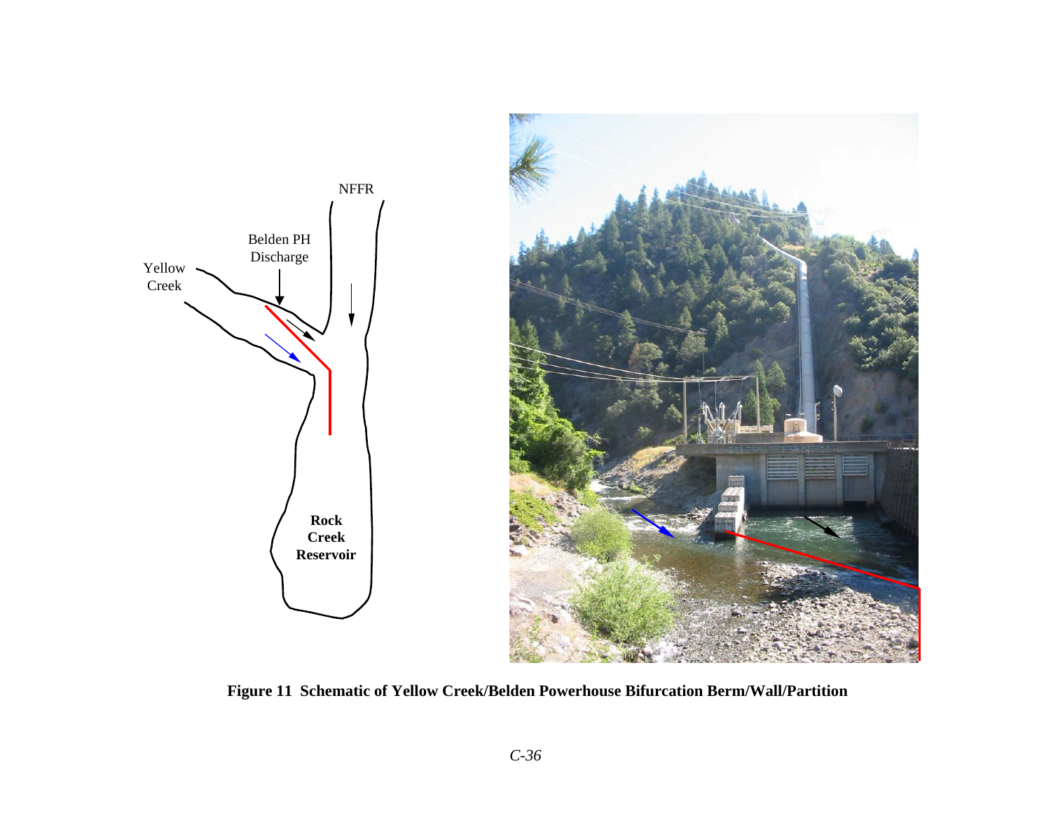Figure 11 Schematic of Yellow Creek/Belden Powerhouse Bifurcation Berm/Wall/Partition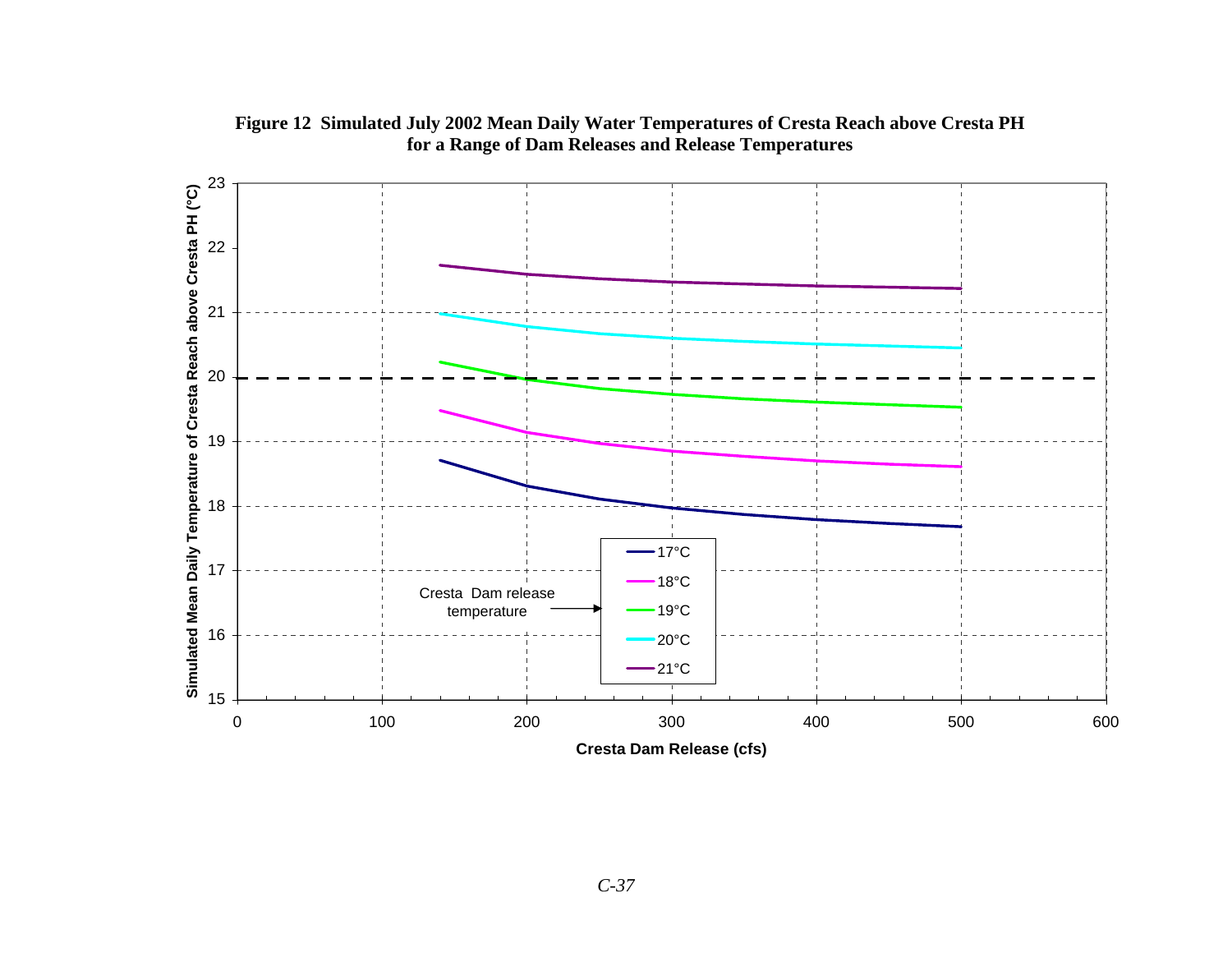**Figure 12 Simulated July 2002 Mean Daily Water Temperatures of Cresta Reach above Cresta PH for a Range of Dam Releases and Release Temperatures**

Simulated Mean Daily Temperature of Cresta Reach above Cresta PH (°C)

Cresta Dam Release (cfs)

Cresta Dam release temperature

- 17°C
- 18°C
- 19°C
- 20°C
- 21°C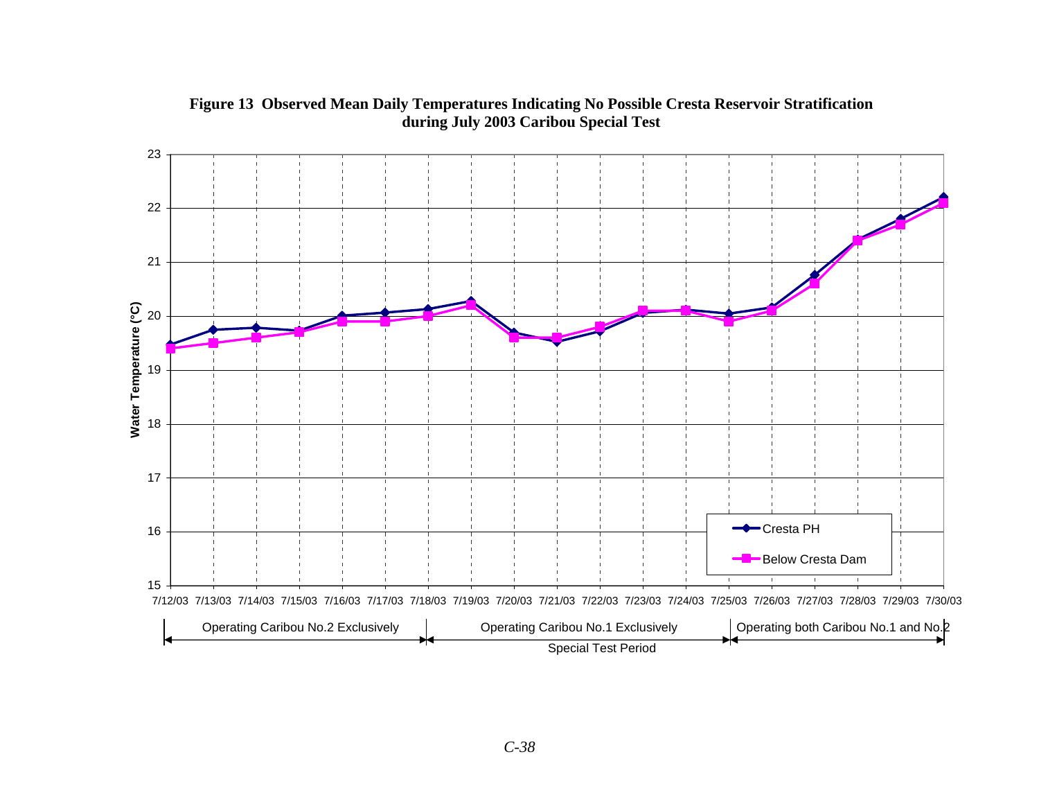**Figure 13 Observed Mean Daily Temperatures Indicating No Possible Cresta Reservoir Stratification during July 2003 Caribou Special Test**

Water Temperature (°C)

23
22
21
20
19
18
17
16
15

7/12/03 7/13/03 7/14/03 7/15/03 7/16/03 7/17/03 7/18/03 7/19/03 7/20/03 7/21/03 7/22/03 7/23/03 7/24/03 7/25/03 7/26/03 7/27/03 7/28/03 7/29/03 7/30/03

Cresta PH

Below Cresta Dam

Operating Caribou No.2 Exclusively | Operating Caribou No.1 Exclusively | Operating both Caribou No.1 and No.2

Special Test Period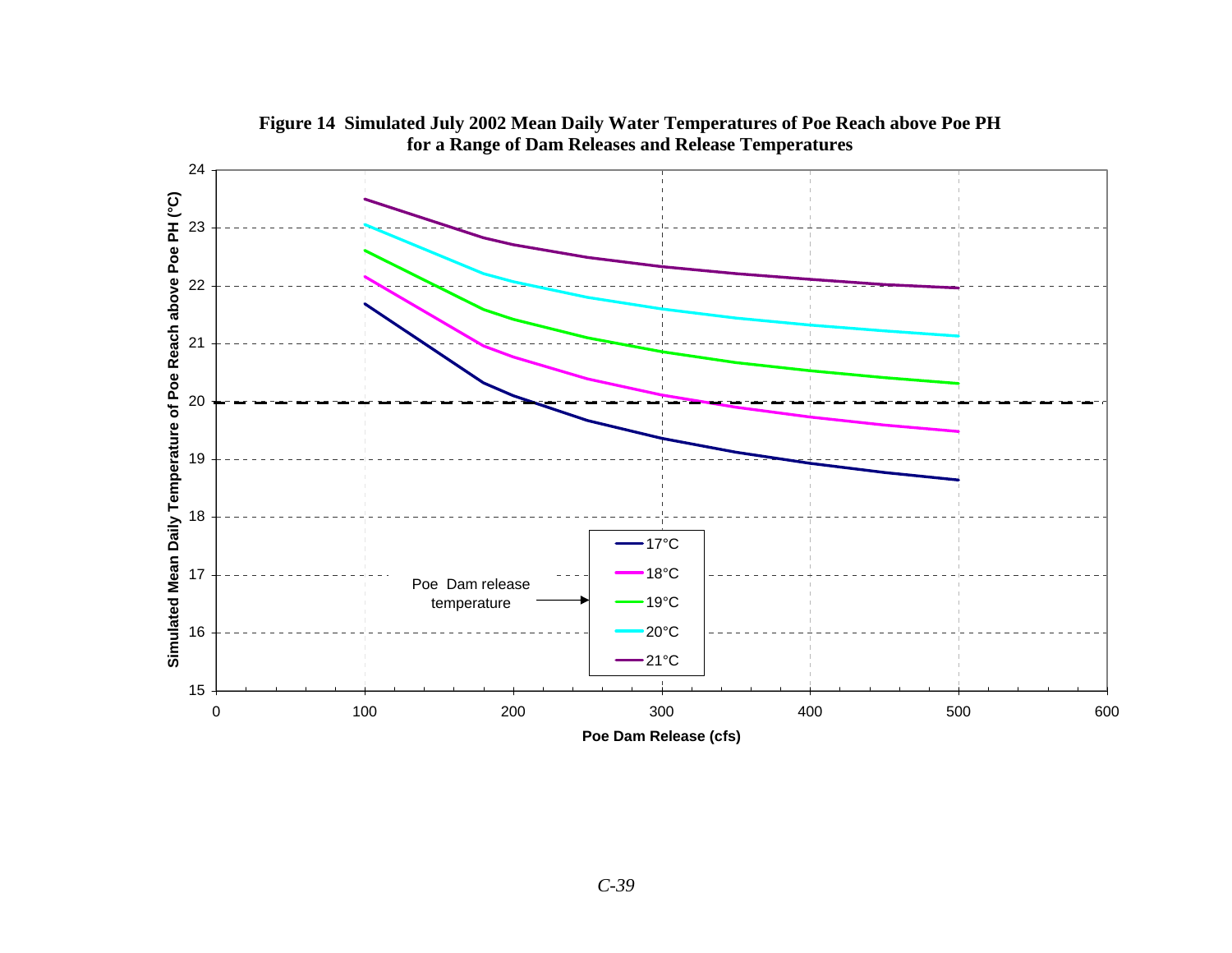**Figure 14 Simulated July 2002 Mean Daily Water Temperatures of Poe Reach above Poe PH for a Range of Dam Releases and Release Temperatures**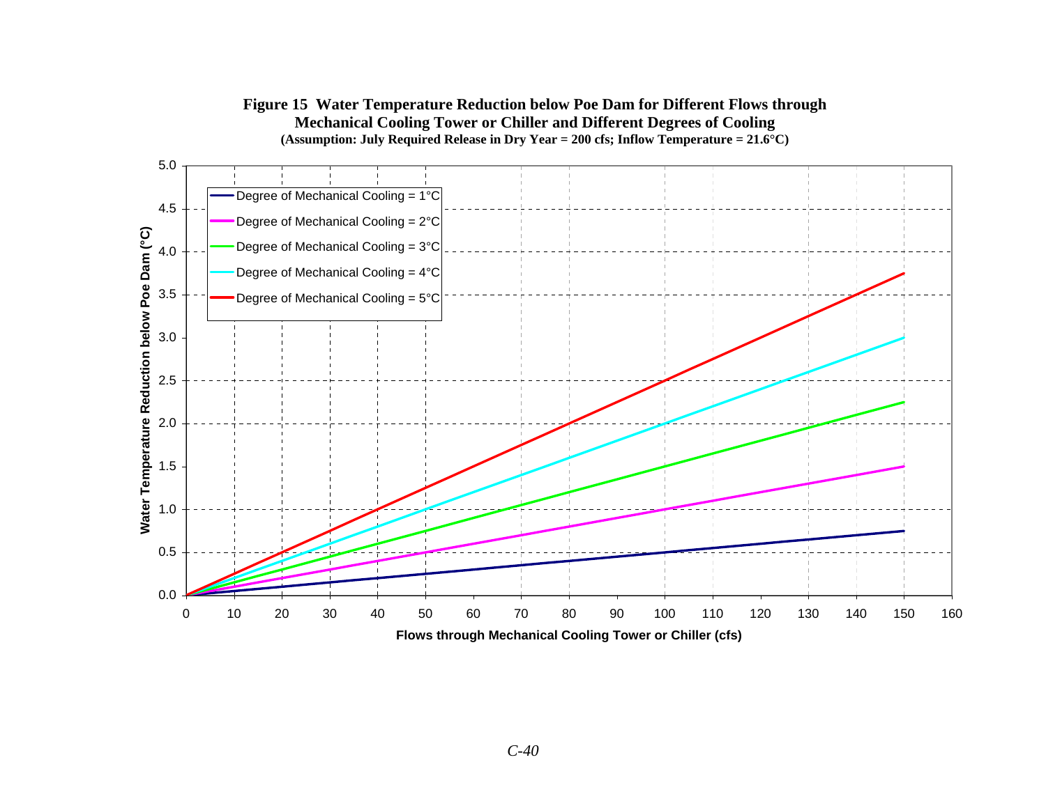**Figure 15 Water Temperature Reduction below Poe Dam for Different Flows through Mechanical Cooling Tower or Chiller and Different Degrees of Cooling**

**(Assumption: July Required Release in Dry Year = 200 cfs; Inflow Temperature = 21.6°C)**

Degree of Mechanical Cooling = 1°C
Degree of Mechanical Cooling = 2°C
Degree of Mechanical Cooling = 3°C
Degree of Mechanical Cooling = 4°C
Degree of Mechanical Cooling = 5°C

Water Temperature Reduction below Poe Dam (°C)

5.0
4.5
4.0
3.5
3.0
2.5
2.0
1.5
1.0
0.5
0.0

0 10 20 30 40 50 60 70 80 90 100 110 120 130 140 150 160

Flows through Mechanical Cooling Tower or Chiller (cfs)